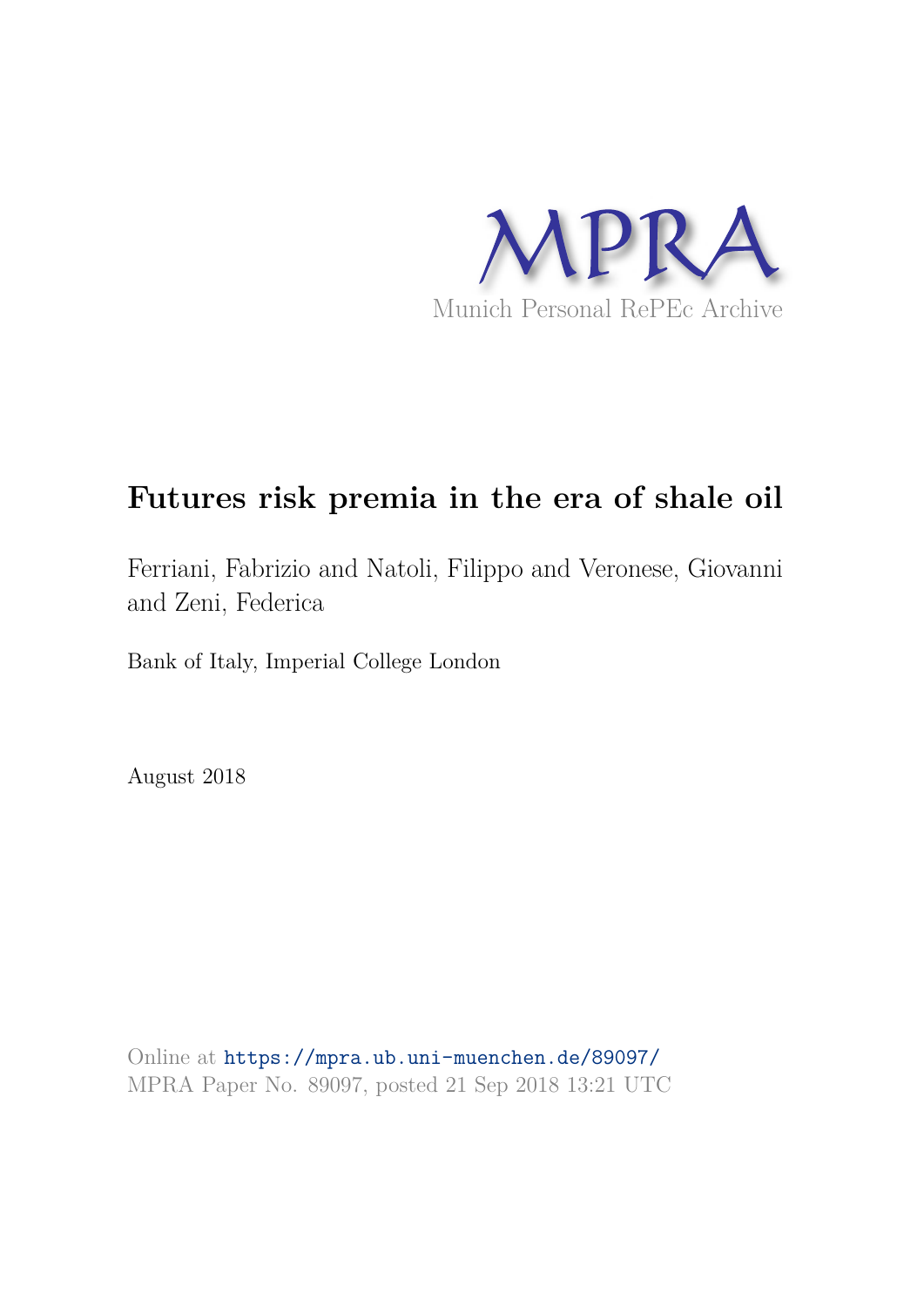MPRA

Munich Personal RePEc Archive

# Futures risk premia in the era of shale oil

Ferriani, Fabrizio and Natoli, Filippo and Veronese, Giovanni and Zeni, Federica

Bank of Italy, Imperial College London

August 2018

Online at https://mpra.ub.uni-muenchen.de/89097/
MPRA Paper No. 89097, posted 21 Sep 2018 13:21 UTC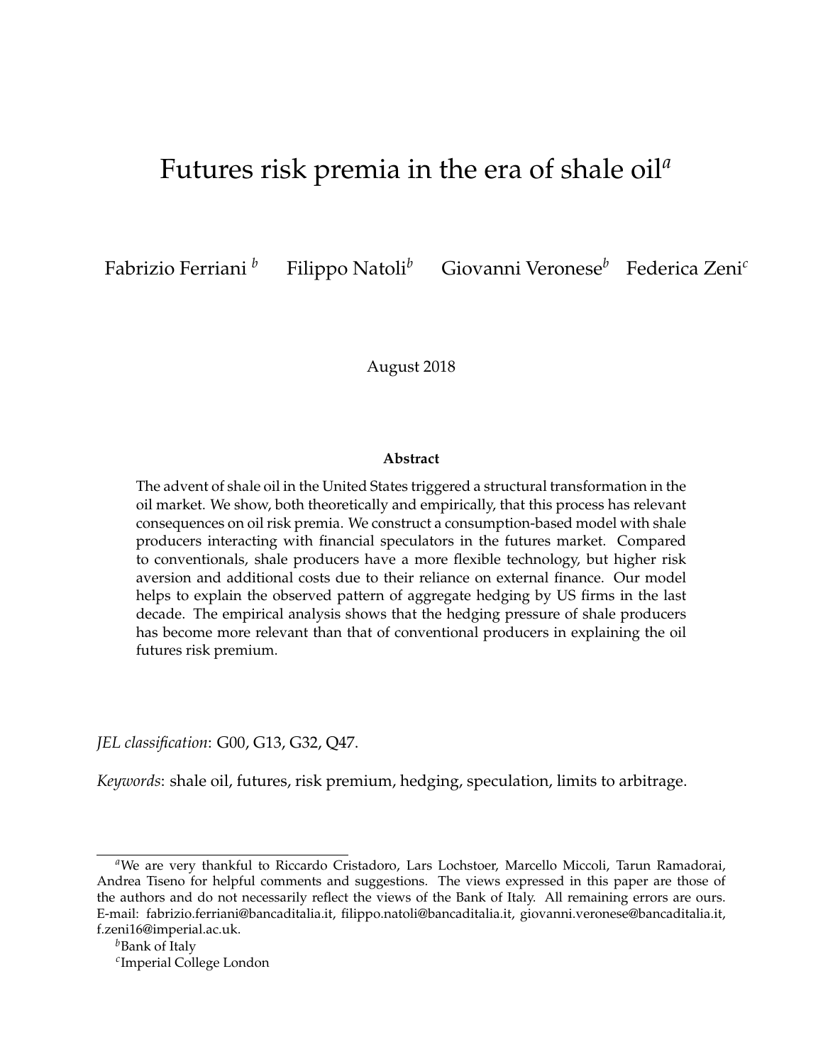# Futures risk premia in the era of shale oil[a]

Fabrizio Ferriani [b] Filippo Natoli[b] Giovanni Veronese[b] Federica Zeni[c]

August 2018

**Abstract**

The advent of shale oil in the United States triggered a structural transformation in the oil market. We show, both theoretically and empirically, that this process has relevant consequences on oil risk premia. We construct a consumption-based model with shale producers interacting with financial speculators in the futures market. Compared to conventionals, shale producers have a more flexible technology, but higher risk aversion and additional costs due to their reliance on external finance. Our model helps to explain the observed pattern of aggregate hedging by US firms in the last decade. The empirical analysis shows that the hedging pressure of shale producers has become more relevant than that of conventional producers in explaining the oil futures risk premium.

*JEL classification*: G00, G13, G32, Q47.

*Keywords*: shale oil, futures, risk premium, hedging, speculation, limits to arbitrage.

---

[a] We are very thankful to Riccardo Cristadoro, Lars Lochstoer, Marcello Miccoli, Tarun Ramadorai, Andrea Tiseno for helpful comments and suggestions. The views expressed in this paper are those of the authors and do not necessarily reflect the views of the Bank of Italy. All remaining errors are ours. E-mail: fabrizio.ferriani@bancaditalia.it, filippo.natoli@bancaditalia.it, giovanni.veronese@bancaditalia.it, f.zeni16@imperial.ac.uk.

[b] Bank of Italy

[c] Imperial College London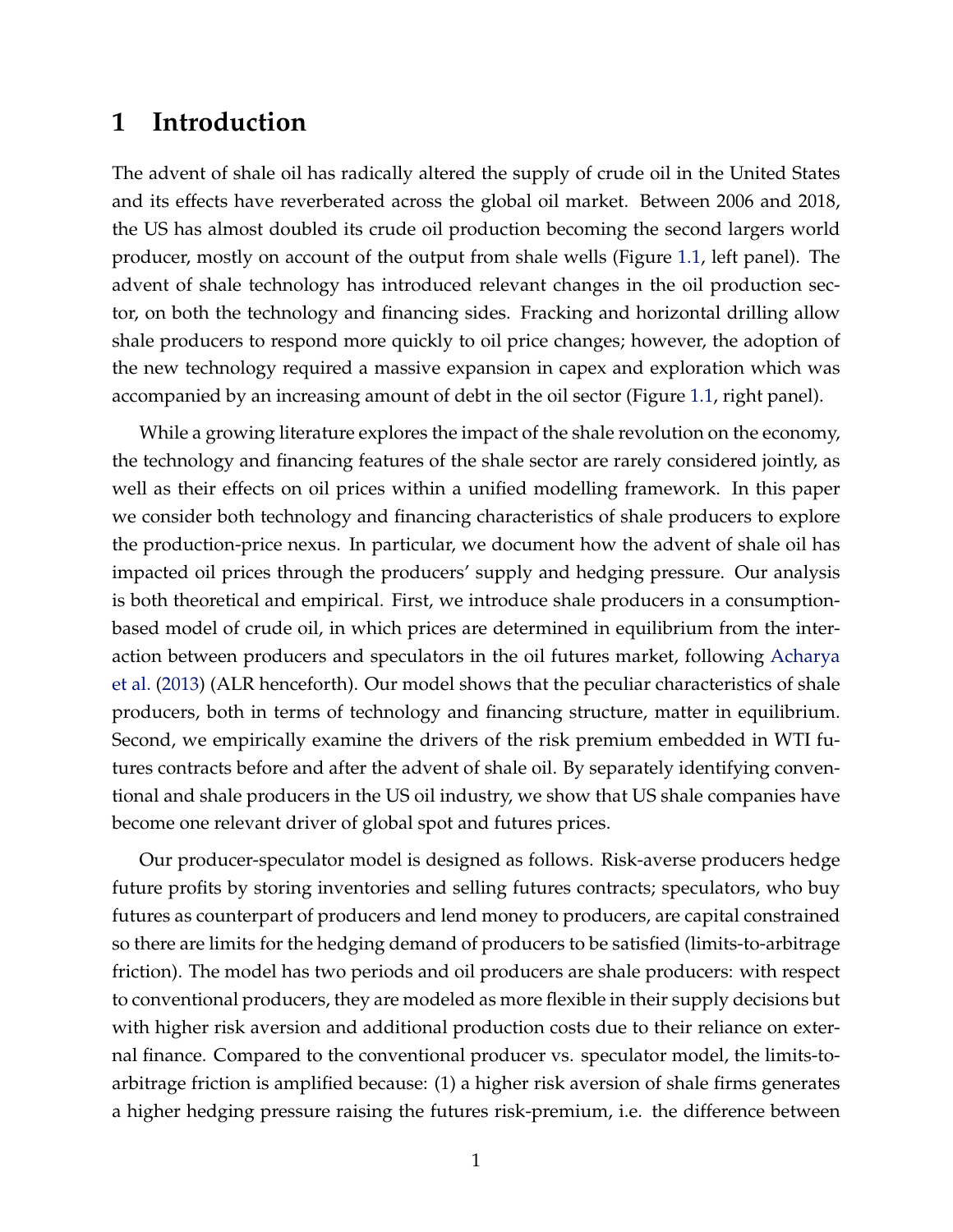# 1 Introduction

The advent of shale oil has radically altered the supply of crude oil in the United States and its effects have reverberated across the global oil market. Between 2006 and 2018, the US has almost doubled its crude oil production becoming the second largers world producer, mostly on account of the output from shale wells (Figure 1.1, left panel). The advent of shale technology has introduced relevant changes in the oil production sector, on both the technology and financing sides. Fracking and horizontal drilling allow shale producers to respond more quickly to oil price changes; however, the adoption of the new technology required a massive expansion in capex and exploration which was accompanied by an increasing amount of debt in the oil sector (Figure 1.1, right panel).

While a growing literature explores the impact of the shale revolution on the economy, the technology and financing features of the shale sector are rarely considered jointly, as well as their effects on oil prices within a unified modelling framework. In this paper we consider both technology and financing characteristics of shale producers to explore the production-price nexus. In particular, we document how the advent of shale oil has impacted oil prices through the producers' supply and hedging pressure. Our analysis is both theoretical and empirical. First, we introduce shale producers in a consumption-based model of crude oil, in which prices are determined in equilibrium from the interaction between producers and speculators in the oil futures market, following Acharya et al. (2013) (ALR henceforth). Our model shows that the peculiar characteristics of shale producers, both in terms of technology and financing structure, matter in equilibrium. Second, we empirically examine the drivers of the risk premium embedded in WTI futures contracts before and after the advent of shale oil. By separately identifying conventional and shale producers in the US oil industry, we show that US shale companies have become one relevant driver of global spot and futures prices.

Our producer-speculator model is designed as follows. Risk-averse producers hedge future profits by storing inventories and selling futures contracts; speculators, who buy futures as counterpart of producers and lend money to producers, are capital constrained so there are limits for the hedging demand of producers to be satisfied (limits-to-arbitrage friction). The model has two periods and oil producers are shale producers: with respect to conventional producers, they are modeled as more flexible in their supply decisions but with higher risk aversion and additional production costs due to their reliance on external finance. Compared to the conventional producer vs. speculator model, the limits-to-arbitrage friction is amplified because: (1) a higher risk aversion of shale firms generates a higher hedging pressure raising the futures risk-premium, i.e. the difference between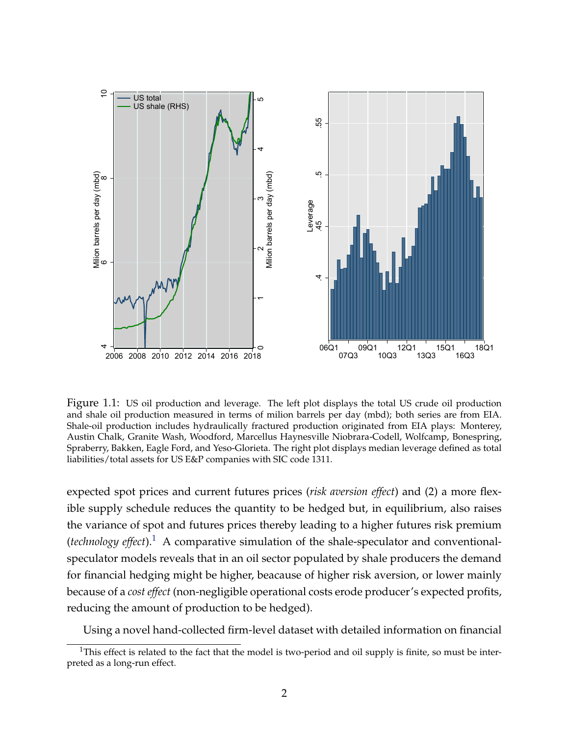Figure 1.1: US oil production and leverage. The left plot displays the total US crude oil production and shale oil production measured in terms of milion barrels per day (mbd); both series are from EIA. Shale-oil production includes hydraulically fractured production originated from EIA plays: Monterey, Austin Chalk, Granite Wash, Woodford, Marcellus Haynesville Niobrara-Codell, Wolfcamp, Bonespring, Spraberry, Bakken, Eagle Ford, and Yeso-Glorieta. The right plot displays median leverage defined as total liabilities/total assets for US E&P companies with SIC code 1311.

expected spot prices and current futures prices (*risk aversion effect*) and (2) a more flexible supply schedule reduces the quantity to be hedged but, in equilibrium, also raises the variance of spot and futures prices thereby leading to a higher futures risk premium (*technology effect*).[1] A comparative simulation of the shale-speculator and conventional-speculator models reveals that in an oil sector populated by shale producers the demand for financial hedging might be higher, beacause of higher risk aversion, or lower mainly because of a *cost effect* (non-negligible operational costs erode producer's expected profits, reducing the amount of production to be hedged).

Using a novel hand-collected firm-level dataset with detailed information on financial

[1] This effect is related to the fact that the model is two-period and oil supply is finite, so must be interpreted as a long-run effect.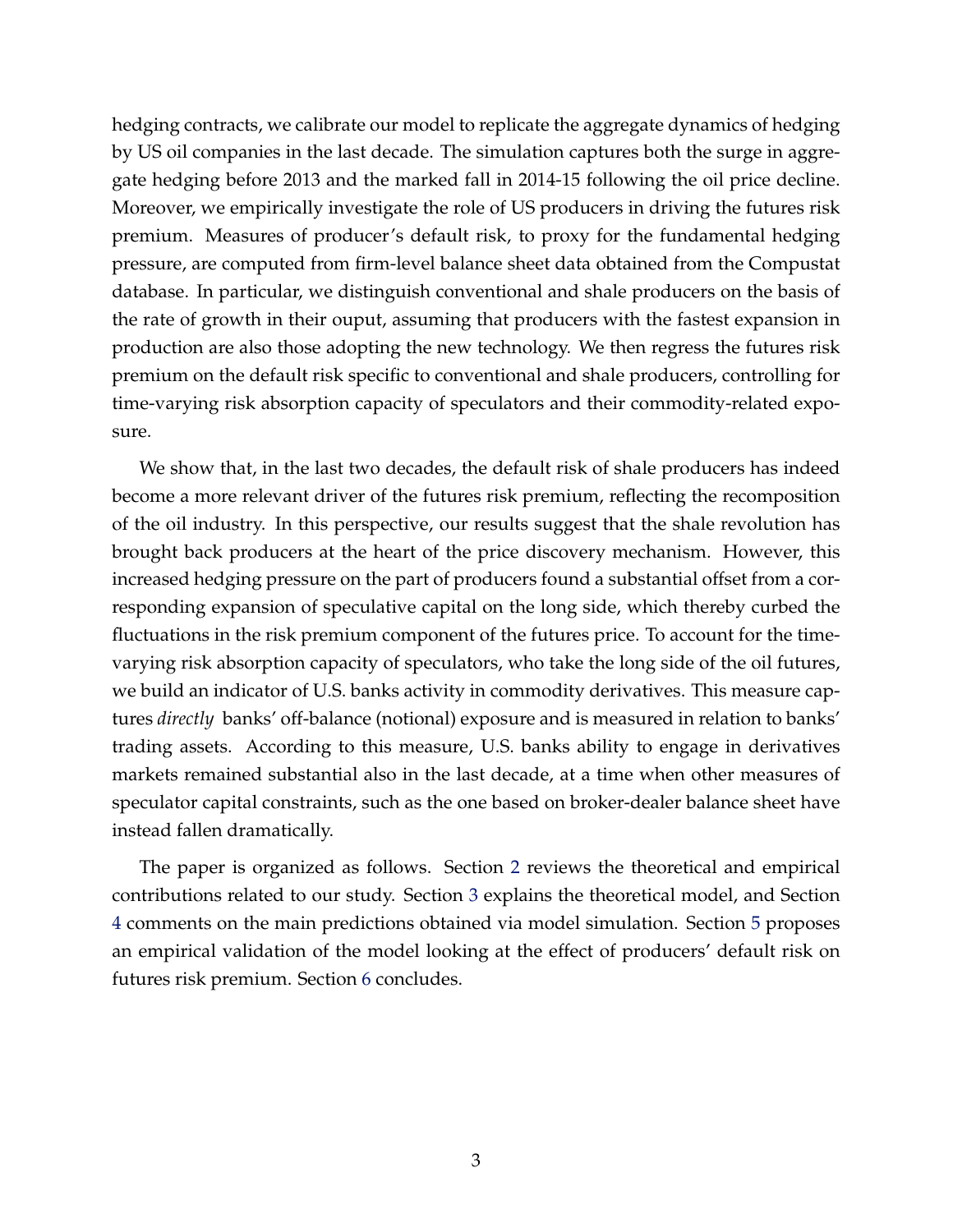hedging contracts, we calibrate our model to replicate the aggregate dynamics of hedging by US oil companies in the last decade. The simulation captures both the surge in aggregate hedging before 2013 and the marked fall in 2014-15 following the oil price decline. Moreover, we empirically investigate the role of US producers in driving the futures risk premium. Measures of producer's default risk, to proxy for the fundamental hedging pressure, are computed from firm-level balance sheet data obtained from the Compustat database. In particular, we distinguish conventional and shale producers on the basis of the rate of growth in their ouput, assuming that producers with the fastest expansion in production are also those adopting the new technology. We then regress the futures risk premium on the default risk specific to conventional and shale producers, controlling for time-varying risk absorption capacity of speculators and their commodity-related exposure.

We show that, in the last two decades, the default risk of shale producers has indeed become a more relevant driver of the futures risk premium, reflecting the recomposition of the oil industry. In this perspective, our results suggest that the shale revolution has brought back producers at the heart of the price discovery mechanism. However, this increased hedging pressure on the part of producers found a substantial offset from a corresponding expansion of speculative capital on the long side, which thereby curbed the fluctuations in the risk premium component of the futures price. To account for the time-varying risk absorption capacity of speculators, who take the long side of the oil futures, we build an indicator of U.S. banks activity in commodity derivatives. This measure captures *directly* banks' off-balance (notional) exposure and is measured in relation to banks' trading assets. According to this measure, U.S. banks ability to engage in derivatives markets remained substantial also in the last decade, at a time when other measures of speculator capital constraints, such as the one based on broker-dealer balance sheet have instead fallen dramatically.

The paper is organized as follows. Section 2 reviews the theoretical and empirical contributions related to our study. Section 3 explains the theoretical model, and Section 4 comments on the main predictions obtained via model simulation. Section 5 proposes an empirical validation of the model looking at the effect of producers' default risk on futures risk premium. Section 6 concludes.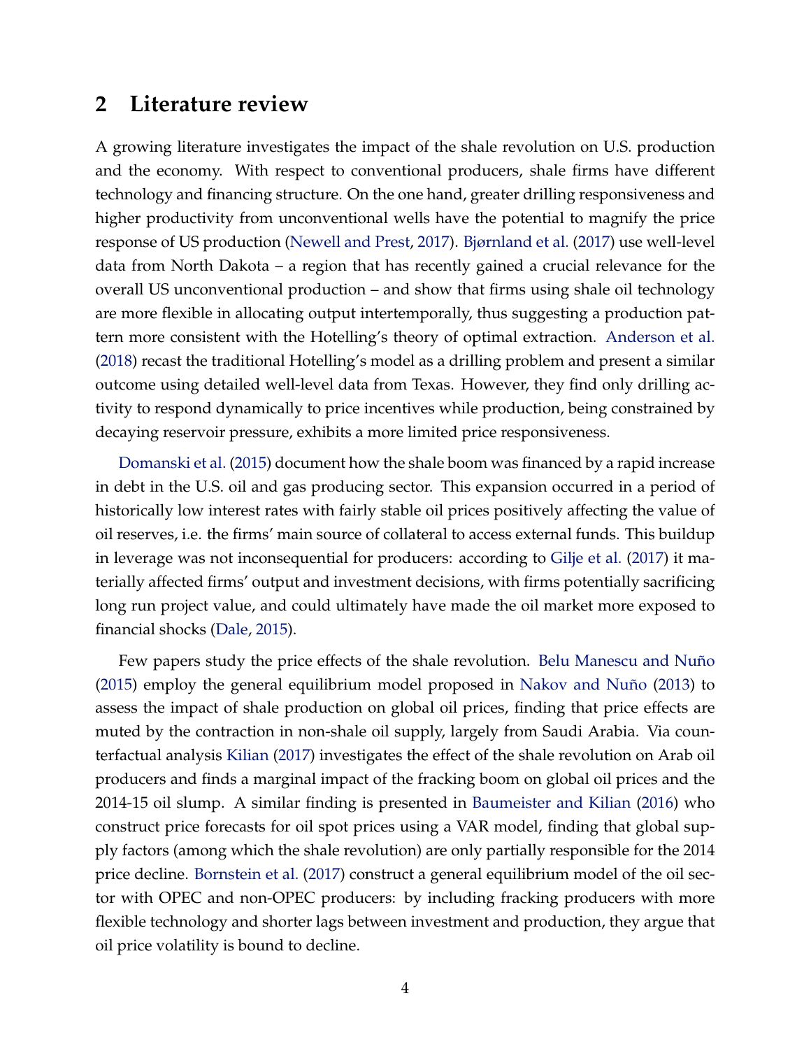## 2 Literature review

A growing literature investigates the impact of the shale revolution on U.S. production and the economy. With respect to conventional producers, shale firms have different technology and financing structure. On the one hand, greater drilling responsiveness and higher productivity from unconventional wells have the potential to magnify the price response of US production (Newell and Prest, 2017). Bjørnland et al. (2017) use well-level data from North Dakota – a region that has recently gained a crucial relevance for the overall US unconventional production – and show that firms using shale oil technology are more flexible in allocating output intertemporally, thus suggesting a production pattern more consistent with the Hotelling's theory of optimal extraction. Anderson et al. (2018) recast the traditional Hotelling's model as a drilling problem and present a similar outcome using detailed well-level data from Texas. However, they find only drilling activity to respond dynamically to price incentives while production, being constrained by decaying reservoir pressure, exhibits a more limited price responsiveness.

Domanski et al. (2015) document how the shale boom was financed by a rapid increase in debt in the U.S. oil and gas producing sector. This expansion occurred in a period of historically low interest rates with fairly stable oil prices positively affecting the value of oil reserves, i.e. the firms' main source of collateral to access external funds. This buildup in leverage was not inconsequential for producers: according to Gilje et al. (2017) it materially affected firms' output and investment decisions, with firms potentially sacrificing long run project value, and could ultimately have made the oil market more exposed to financial shocks (Dale, 2015).

Few papers study the price effects of the shale revolution. Belu Manescu and Nuño (2015) employ the general equilibrium model proposed in Nakov and Nuño (2013) to assess the impact of shale production on global oil prices, finding that price effects are muted by the contraction in non-shale oil supply, largely from Saudi Arabia. Via counterfactual analysis Kilian (2017) investigates the effect of the shale revolution on Arab oil producers and finds a marginal impact of the fracking boom on global oil prices and the 2014-15 oil slump. A similar finding is presented in Baumeister and Kilian (2016) who construct price forecasts for oil spot prices using a VAR model, finding that global supply factors (among which the shale revolution) are only partially responsible for the 2014 price decline. Bornstein et al. (2017) construct a general equilibrium model of the oil sector with OPEC and non-OPEC producers: by including fracking producers with more flexible technology and shorter lags between investment and production, they argue that oil price volatility is bound to decline.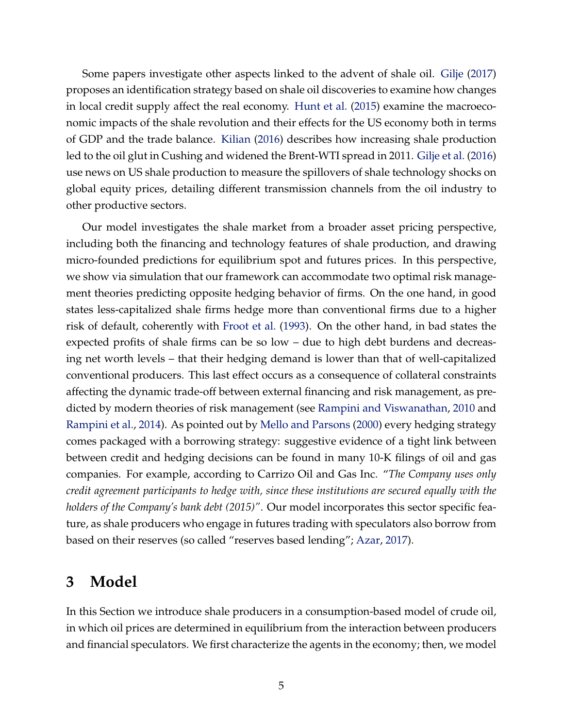Some papers investigate other aspects linked to the advent of shale oil. Gilje (2017) proposes an identification strategy based on shale oil discoveries to examine how changes in local credit supply affect the real economy. Hunt et al. (2015) examine the macroeconomic impacts of the shale revolution and their effects for the US economy both in terms of GDP and the trade balance. Kilian (2016) describes how increasing shale production led to the oil glut in Cushing and widened the Brent-WTI spread in 2011. Gilje et al. (2016) use news on US shale production to measure the spillovers of shale technology shocks on global equity prices, detailing different transmission channels from the oil industry to other productive sectors.

Our model investigates the shale market from a broader asset pricing perspective, including both the financing and technology features of shale production, and drawing micro-founded predictions for equilibrium spot and futures prices. In this perspective, we show via simulation that our framework can accommodate two optimal risk management theories predicting opposite hedging behavior of firms. On the one hand, in good states less-capitalized shale firms hedge more than conventional firms due to a higher risk of default, coherently with Froot et al. (1993). On the other hand, in bad states the expected profits of shale firms can be so low – due to high debt burdens and decreasing net worth levels – that their hedging demand is lower than that of well-capitalized conventional producers. This last effect occurs as a consequence of collateral constraints affecting the dynamic trade-off between external financing and risk management, as predicted by modern theories of risk management (see Rampini and Viswanathan, 2010 and Rampini et al., 2014). As pointed out by Mello and Parsons (2000) every hedging strategy comes packaged with a borrowing strategy: suggestive evidence of a tight link between between credit and hedging decisions can be found in many 10-K filings of oil and gas companies. For example, according to Carrizo Oil and Gas Inc. "*The Company uses only credit agreement participants to hedge with, since these institutions are secured equally with the holders of the Company's bank debt (2015)*". Our model incorporates this sector specific feature, as shale producers who engage in futures trading with speculators also borrow from based on their reserves (so called "reserves based lending"; Azar, 2017).

# 3 Model

In this Section we introduce shale producers in a consumption-based model of crude oil, in which oil prices are determined in equilibrium from the interaction between producers and financial speculators. We first characterize the agents in the economy; then, we model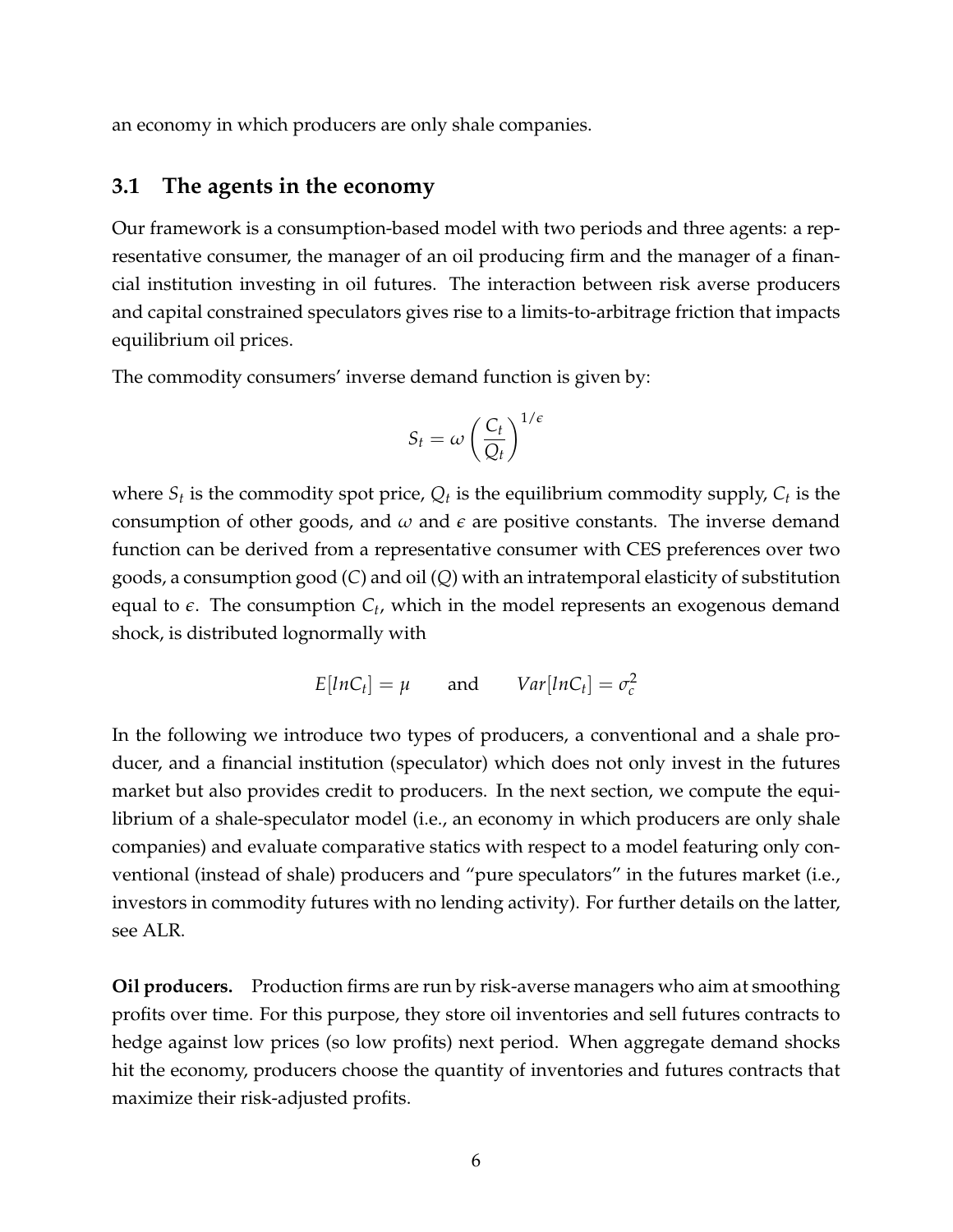an economy in which producers are only shale companies.

## 3.1 The agents in the economy

Our framework is a consumption-based model with two periods and three agents: a representative consumer, the manager of an oil producing firm and the manager of a financial institution investing in oil futures. The interaction between risk averse producers and capital constrained speculators gives rise to a limits-to-arbitrage friction that impacts equilibrium oil prices.

The commodity consumers' inverse demand function is given by:

$$S_t = \omega \left( \frac{C_t}{Q_t} \right)^{1/\epsilon}$$

where $S_t$ is the commodity spot price, $Q_t$ is the equilibrium commodity supply, $C_t$ is the consumption of other goods, and $\omega$ and $\epsilon$ are positive constants. The inverse demand function can be derived from a representative consumer with CES preferences over two goods, a consumption good ($C$) and oil ($Q$) with an intratemporal elasticity of substitution equal to $\epsilon$. The consumption $C_t$, which in the model represents an exogenous demand shock, is distributed lognormally with

$$E[lnC_t] = \mu \qquad \text{and} \qquad Var[lnC_t] = \sigma_c^2$$

In the following we introduce two types of producers, a conventional and a shale producer, and a financial institution (speculator) which does not only invest in the futures market but also provides credit to producers. In the next section, we compute the equilibrium of a shale-speculator model (i.e., an economy in which producers are only shale companies) and evaluate comparative statics with respect to a model featuring only conventional (instead of shale) producers and "pure speculators" in the futures market (i.e., investors in commodity futures with no lending activity). For further details on the latter, see ALR.

**Oil producers.** Production firms are run by risk-averse managers who aim at smoothing profits over time. For this purpose, they store oil inventories and sell futures contracts to hedge against low prices (so low profits) next period. When aggregate demand shocks hit the economy, producers choose the quantity of inventories and futures contracts that maximize their risk-adjusted profits.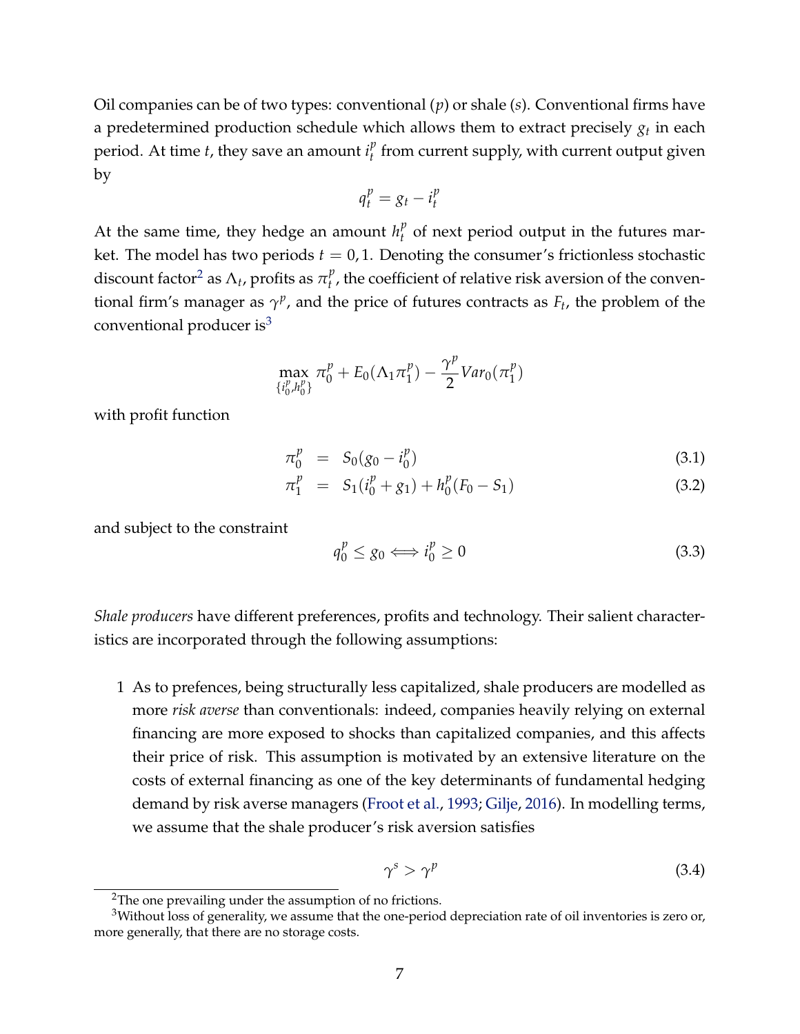Oil companies can be of two types: conventional ($p$) or shale ($s$). Conventional firms have a predetermined production schedule which allows them to extract precisely $g_t$ in each period. At time $t$, they save an amount $i_t^p$ from current supply, with current output given by

$$q_t^p = g_t - i_t^p$$

At the same time, they hedge an amount $h_t^p$ of next period output in the futures market. The model has two periods $t = 0, 1$. Denoting the consumer's frictionless stochastic discount factor[2] as $\Lambda_t$, profits as $\pi_t^p$, the coefficient of relative risk aversion of the conventional firm's manager as $\gamma^p$, and the price of futures contracts as $F_t$, the problem of the conventional producer is[3]

$$\max_{\{i_0^p, h_0^p\}} \pi_0^p + E_0(\Lambda_1 \pi_1^p) - \frac{\gamma^p}{2} Var_0(\pi_1^p)$$

with profit function

$$\pi_0^p = S_0(g_0 - i_0^p) \tag{3.1}$$

$$\pi_1^p = S_1(i_0^p + g_1) + h_0^p(F_0 - S_1) \tag{3.2}$$

and subject to the constraint

$$q_0^p \leq g_0 \iff i_0^p \geq 0 \tag{3.3}$$

*Shale producers* have different preferences, profits and technology. Their salient characteristics are incorporated through the following assumptions:

1 As to prefences, being structurally less capitalized, shale producers are modelled as more *risk averse* than conventionals: indeed, companies heavily relying on external financing are more exposed to shocks than capitalized companies, and this affects their price of risk. This assumption is motivated by an extensive literature on the costs of external financing as one of the key determinants of fundamental hedging demand by risk averse managers (Froot et al., 1993; Gilje, 2016). In modelling terms, we assume that the shale producer's risk aversion satisfies

$$\gamma^s > \gamma^p \tag{3.4}$$

[2] The one prevailing under the assumption of no frictions.

[3] Without loss of generality, we assume that the one-period depreciation rate of oil inventories is zero or, more generally, that there are no storage costs.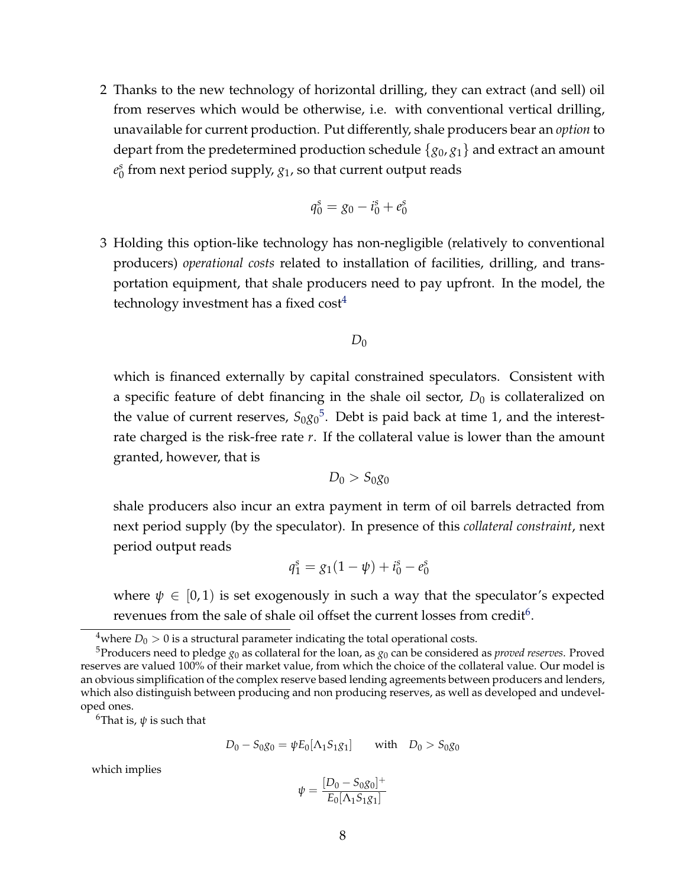2 Thanks to the new technology of horizontal drilling, they can extract (and sell) oil from reserves which would be otherwise, i.e. with conventional vertical drilling, unavailable for current production. Put differently, shale producers bear an *option* to depart from the predetermined production schedule $\{g_0, g_1\}$ and extract an amount $e_0^s$ from next period supply, $g_1$, so that current output reads

$$q_0^s = g_0 - i_0^s + e_0^s$$

3 Holding this option-like technology has non-negligible (relatively to conventional producers) *operational costs* related to installation of facilities, drilling, and transportation equipment, that shale producers need to pay upfront. In the model, the technology investment has a fixed cost[4]

$$D_0$$

which is financed externally by capital constrained speculators. Consistent with a specific feature of debt financing in the shale oil sector, $D_0$ is collateralized on the value of current reserves, $S_0 g_0$[5]. Debt is paid back at time 1, and the interest-rate charged is the risk-free rate $r$. If the collateral value is lower than the amount granted, however, that is

$$D_0 > S_0 g_0$$

shale producers also incur an extra payment in term of oil barrels detracted from next period supply (by the speculator). In presence of this *collateral constraint*, next period output reads

$$q_1^s = g_1(1 - \psi) + i_0^s - e_0^s$$

where $\psi \in [0, 1)$ is set exogenously in such a way that the speculator's expected revenues from the sale of shale oil offset the current losses from credit[6].

[4] where $D_0 > 0$ is a structural parameter indicating the total operational costs.

[5] Producers need to pledge $g_0$ as collateral for the loan, as $g_0$ can be considered as *proved reserves*. Proved reserves are valued 100% of their market value, from which the choice of the collateral value. Our model is an obvious simplification of the complex reserve based lending agreements between producers and lenders, which also distinguish between producing and non producing reserves, as well as developed and undeveloped ones.

[6] That is, $\psi$ is such that

$$D_0 - S_0 g_0 = \psi E_0[\Lambda_1 S_1 g_1] \qquad \text{with} \quad D_0 > S_0 g_0$$

which implies

$$\psi = \frac{[D_0 - S_0 g_0]^+}{E_0[\Lambda_1 S_1 g_1]}$$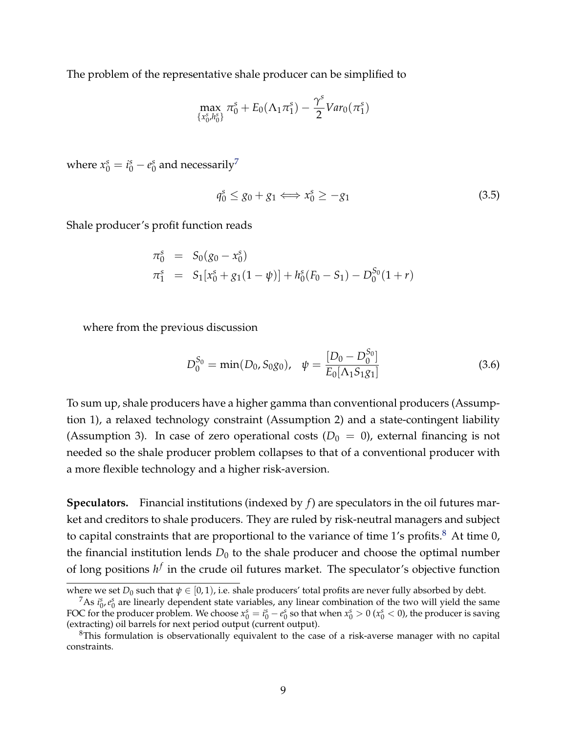The problem of the representative shale producer can be simplified to

$$\max_{\{x_0^s, h_0^s\}} \pi_0^s + E_0(\Lambda_1 \pi_1^s) - \frac{\gamma^s}{2} Var_0(\pi_1^s)$$

where $x_0^s = i_0^s - e_0^s$ and necessarily[7]

$$q_0^s \leq g_0 + g_1 \iff x_0^s \geq -g_1 \tag{3.5}$$

Shale producer's profit function reads

$$\begin{aligned} \pi_0^s &= S_0(g_0 - x_0^s) \\ \pi_1^s &= S_1[x_0^s + g_1(1-\psi)] + h_0^s(F_0 - S_1) - D_0^{S_0}(1+r) \end{aligned}$$

where from the previous discussion

$$D_0^{S_0} = \min(D_0, S_0 g_0), \quad \psi = \frac{[D_0 - D_0^{S_0}]}{E_0[\Lambda_1 S_1 g_1]} \tag{3.6}$$

To sum up, shale producers have a higher gamma than conventional producers (Assumption 1), a relaxed technology constraint (Assumption 2) and a state-contingent liability (Assumption 3). In case of zero operational costs ($D_0 = 0$), external financing is not needed so the shale producer problem collapses to that of a conventional producer with a more flexible technology and a higher risk-aversion.

**Speculators.** Financial institutions (indexed by $f$) are speculators in the oil futures market and creditors to shale producers. They are ruled by risk-neutral managers and subject to capital constraints that are proportional to the variance of time 1's profits.[8] At time 0, the financial institution lends $D_0$ to the shale producer and choose the optimal number of long positions $h^f$ in the crude oil futures market. The speculator's objective function

---

where we set $D_0$ such that $\psi \in [0, 1)$, i.e. shale producers' total profits are never fully absorbed by debt.

[7] As $i_0^s, e_0^s$ are linearly dependent state variables, any linear combination of the two will yield the same FOC for the producer problem. We choose $x_0^s = i_0^s - e_0^s$ so that when $x_0^s > 0$ ($x_0^s < 0$), the producer is saving (extracting) oil barrels for next period output (current output).

[8] This formulation is observationally equivalent to the case of a risk-averse manager with no capital constraints.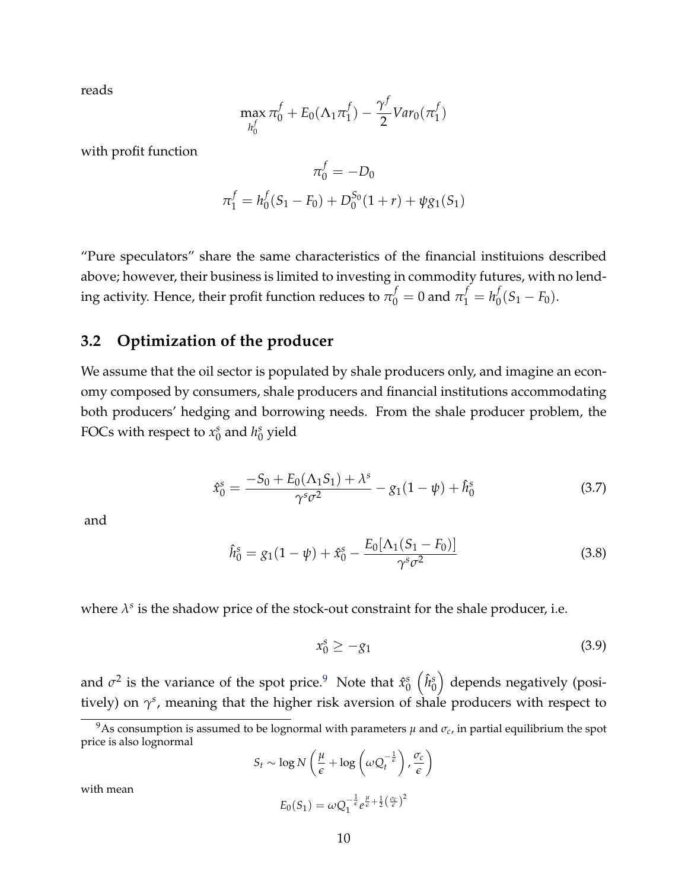reads

$$\max_{h_0^f} \pi_0^f + E_0(\Lambda_1 \pi_1^f) - \frac{\gamma^f}{2} Var_0(\pi_1^f)$$

with profit function

$$\pi_0^f = -D_0$$

$$\pi_1^f = h_0^f(S_1 - F_0) + D_0^{S_0}(1+r) + \psi g_1(S_1)$$

"Pure speculators" share the same characteristics of the financial instituions described above; however, their business is limited to investing in commodity futures, with no lending activity. Hence, their profit function reduces to $\pi_0^f = 0$ and $\pi_1^f = h_0^f(S_1 - F_0)$.

## 3.2 Optimization of the producer

We assume that the oil sector is populated by shale producers only, and imagine an economy composed by consumers, shale producers and financial institutions accommodating both producers' hedging and borrowing needs. From the shale producer problem, the FOCs with respect to $x_0^s$ and $h_0^s$ yield

$$\hat{x}_0^s = \frac{-S_0 + E_0(\Lambda_1 S_1) + \lambda^s}{\gamma^s \sigma^2} - g_1(1-\psi) + \hat{h}_0^s \tag{3.7}$$

and

$$\hat{h}_0^s = g_1(1-\psi) + \hat{x}_0^s - \frac{E_0[\Lambda_1(S_1 - F_0)]}{\gamma^s \sigma^2} \tag{3.8}$$

where $\lambda^s$ is the shadow price of the stock-out constraint for the shale producer, i.e.

$$x_0^s \geq -g_1 \tag{3.9}$$

and $\sigma^2$ is the variance of the spot price.[9] Note that $\hat{x}_0^s$ $\left(\hat{h}_0^s\right)$ depends negatively (positively) on $\gamma^s$, meaning that the higher risk aversion of shale producers with respect to

[9]As consumption is assumed to be lognormal with parameters $\mu$ and $\sigma_c$, in partial equilibrium the spot price is also lognormal

$$S_t \sim \log N\left(\frac{\mu}{\epsilon} + \log\left(\omega Q_t^{-\frac{1}{\epsilon}}\right), \frac{\sigma_c}{\epsilon}\right)$$

with mean

$$E_0(S_1) = \omega Q_1^{-\frac{1}{\epsilon}} e^{\frac{\mu}{\epsilon} + \frac{1}{2}\left(\frac{\sigma_c}{\epsilon}\right)^2}$$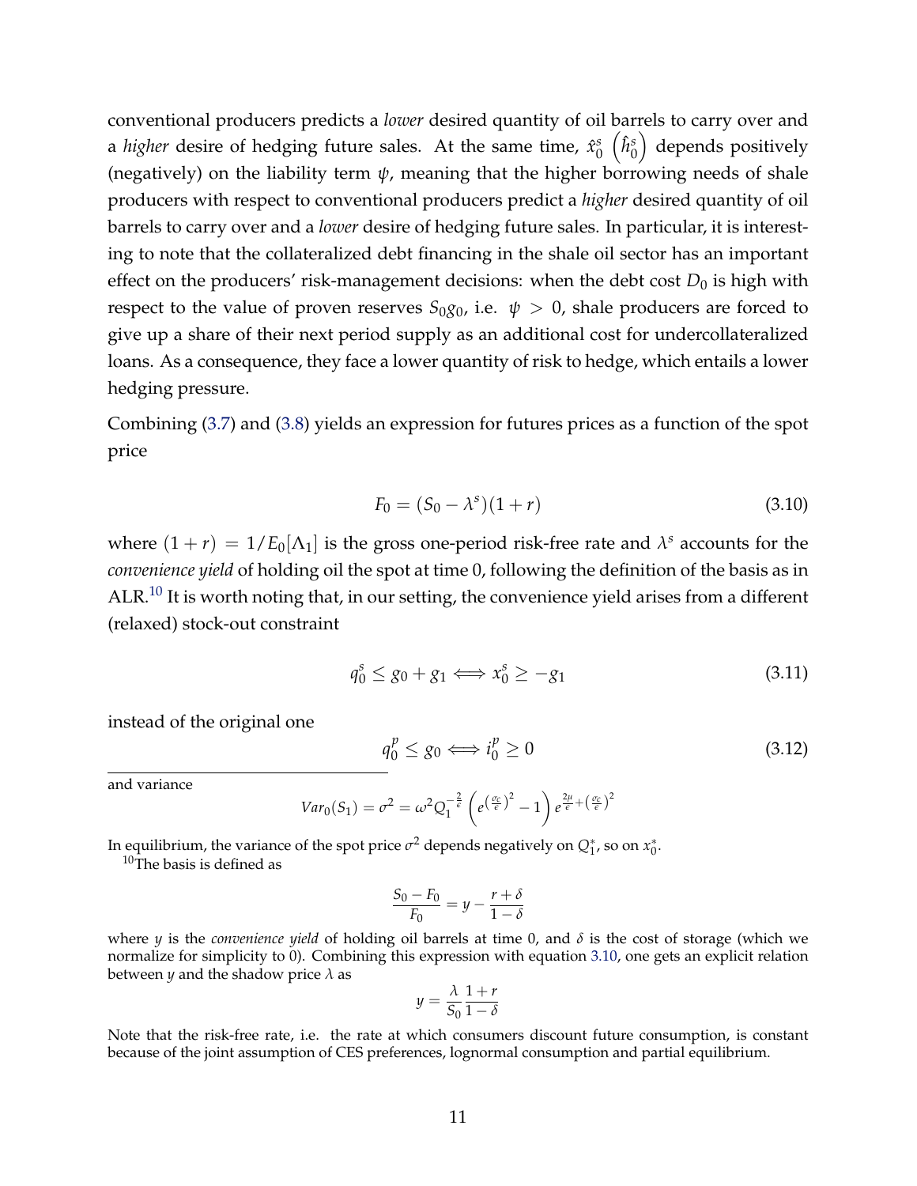conventional producers predicts a *lower* desired quantity of oil barrels to carry over and a *higher* desire of hedging future sales. At the same time, $\hat{x}_0^s$ $\left(\hat{h}_0^s\right)$ depends positively (negatively) on the liability term $\psi$, meaning that the higher borrowing needs of shale producers with respect to conventional producers predict a *higher* desired quantity of oil barrels to carry over and a *lower* desire of hedging future sales. In particular, it is interesting to note that the collateralized debt financing in the shale oil sector has an important effect on the producers' risk-management decisions: when the debt cost $D_0$ is high with respect to the value of proven reserves $S_0 g_0$, i.e. $\psi > 0$, shale producers are forced to give up a share of their next period supply as an additional cost for undercollateralized loans. As a consequence, they face a lower quantity of risk to hedge, which entails a lower hedging pressure.

Combining (3.7) and (3.8) yields an expression for futures prices as a function of the spot price

$$F_0 = (S_0 - \lambda^s)(1+r) \tag{3.10}$$

where $(1+r) = 1/E_0[\Lambda_1]$ is the gross one-period risk-free rate and $\lambda^s$ accounts for the *convenience yield* of holding oil the spot at time 0, following the definition of the basis as in ALR.[10] It is worth noting that, in our setting, the convenience yield arises from a different (relaxed) stock-out constraint

$$q_0^s \leq g_0 + g_1 \iff x_0^s \geq -g_1 \tag{3.11}$$

instead of the original one

$$q_0^p \leq g_0 \iff i_0^p \geq 0 \tag{3.12}$$

---

and variance

$$Var_0(S_1) = \sigma^2 = \omega^2 Q_1^{-\frac{2}{\epsilon}} \left( e^{\left(\frac{\sigma_c}{\epsilon}\right)^2} - 1 \right) e^{\frac{2\mu}{\epsilon} + \left(\frac{\sigma_c}{\epsilon}\right)^2}$$

In equilibrium, the variance of the spot price $\sigma^2$ depends negatively on $Q_1^*$, so on $x_0^*$.

[10] The basis is defined as

$$\frac{S_0 - F_0}{F_0} = y - \frac{r+\delta}{1-\delta}$$

where $y$ is the *convenience yield* of holding oil barrels at time 0, and $\delta$ is the cost of storage (which we normalize for simplicity to 0). Combining this expression with equation 3.10, one gets an explicit relation between $y$ and the shadow price $\lambda$ as

$$y = \frac{\lambda}{S_0} \frac{1+r}{1-\delta}$$

Note that the risk-free rate, i.e. the rate at which consumers discount future consumption, is constant because of the joint assumption of CES preferences, lognormal consumption and partial equilibrium.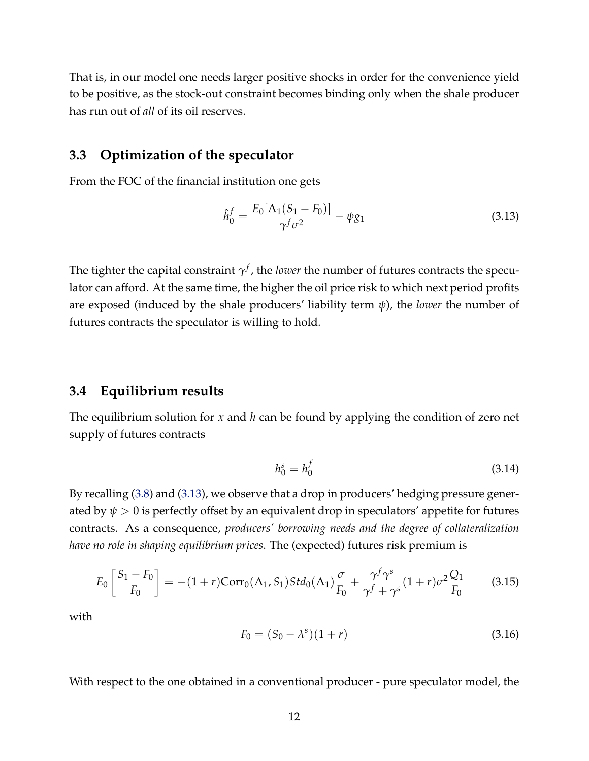That is, in our model one needs larger positive shocks in order for the convenience yield to be positive, as the stock-out constraint becomes binding only when the shale producer has run out of *all* of its oil reserves.

## 3.3 Optimization of the speculator

From the FOC of the financial institution one gets

$$\hat{h}_0^f = \frac{E_0[\Lambda_1(S_1 - F_0)]}{\gamma^f \sigma^2} - \psi g_1 \tag{3.13}$$

The tighter the capital constraint $\gamma^f$, the *lower* the number of futures contracts the speculator can afford. At the same time, the higher the oil price risk to which next period profits are exposed (induced by the shale producers' liability term $\psi$), the *lower* the number of futures contracts the speculator is willing to hold.

## 3.4 Equilibrium results

The equilibrium solution for $x$ and $h$ can be found by applying the condition of zero net supply of futures contracts

$$h_0^s = h_0^f \tag{3.14}$$

By recalling (3.8) and (3.13), we observe that a drop in producers' hedging pressure generated by $\psi > 0$ is perfectly offset by an equivalent drop in speculators' appetite for futures contracts. As a consequence, *producers' borrowing needs and the degree of collateralization have no role in shaping equilibrium prices*. The (expected) futures risk premium is

$$E_0\left[\frac{S_1 - F_0}{F_0}\right] = -(1+r)\text{Corr}_0(\Lambda_1, S_1) Std_0(\Lambda_1)\frac{\sigma}{F_0} + \frac{\gamma^f \gamma^s}{\gamma^f + \gamma^s}(1+r)\sigma^2 \frac{Q_1}{F_0} \tag{3.15}$$

with

$$F_0 = (S_0 - \lambda^s)(1+r) \tag{3.16}$$

With respect to the one obtained in a conventional producer - pure speculator model, the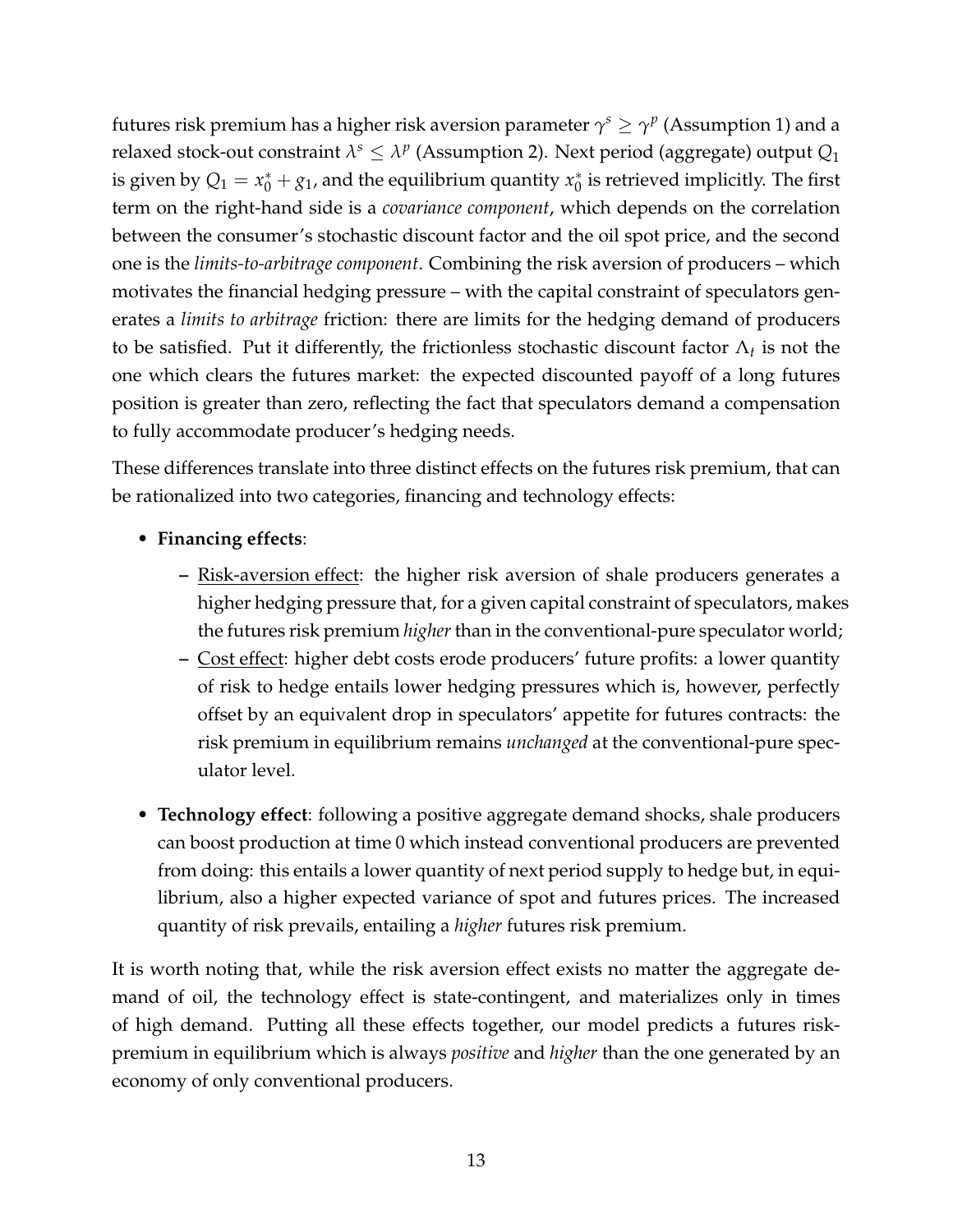futures risk premium has a higher risk aversion parameter $\gamma^s \geq \gamma^p$ (Assumption 1) and a relaxed stock-out constraint $\lambda^s \leq \lambda^p$ (Assumption 2). Next period (aggregate) output $Q_1$ is given by $Q_1 = x_0^* + g_1$, and the equilibrium quantity $x_0^*$ is retrieved implicitly. The first term on the right-hand side is a *covariance component*, which depends on the correlation between the consumer's stochastic discount factor and the oil spot price, and the second one is the *limits-to-arbitrage component*. Combining the risk aversion of producers – which motivates the financial hedging pressure – with the capital constraint of speculators generates a *limits to arbitrage* friction: there are limits for the hedging demand of producers to be satisfied. Put it differently, the frictionless stochastic discount factor $\Lambda_t$ is not the one which clears the futures market: the expected discounted payoff of a long futures position is greater than zero, reflecting the fact that speculators demand a compensation to fully accommodate producer's hedging needs.

These differences translate into three distinct effects on the futures risk premium, that can be rationalized into two categories, financing and technology effects:

- **Financing effects**:
  - Risk-aversion effect: the higher risk aversion of shale producers generates a higher hedging pressure that, for a given capital constraint of speculators, makes the futures risk premium *higher* than in the conventional-pure speculator world;
  - Cost effect: higher debt costs erode producers' future profits: a lower quantity of risk to hedge entails lower hedging pressures which is, however, perfectly offset by an equivalent drop in speculators' appetite for futures contracts: the risk premium in equilibrium remains *unchanged* at the conventional-pure speculator level.
- **Technology effect**: following a positive aggregate demand shocks, shale producers can boost production at time 0 which instead conventional producers are prevented from doing: this entails a lower quantity of next period supply to hedge but, in equilibrium, also a higher expected variance of spot and futures prices. The increased quantity of risk prevails, entailing a *higher* futures risk premium.

It is worth noting that, while the risk aversion effect exists no matter the aggregate demand of oil, the technology effect is state-contingent, and materializes only in times of high demand. Putting all these effects together, our model predicts a futures risk-premium in equilibrium which is always *positive* and *higher* than the one generated by an economy of only conventional producers.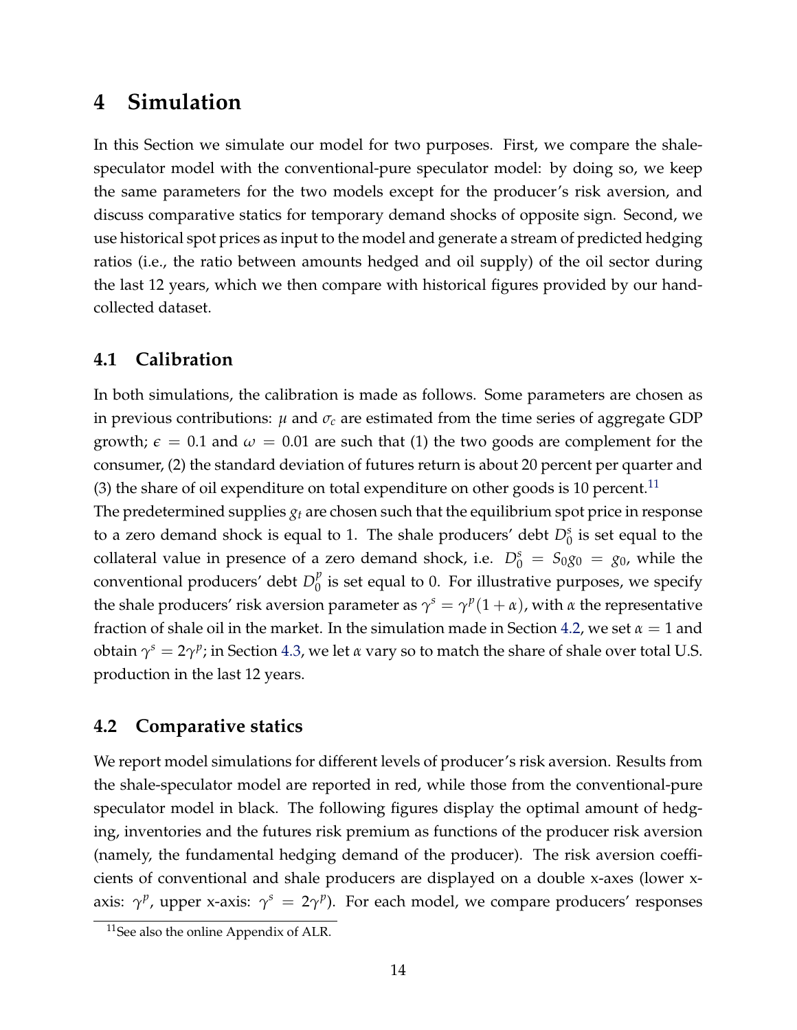# 4 Simulation

In this Section we simulate our model for two purposes. First, we compare the shale-speculator model with the conventional-pure speculator model: by doing so, we keep the same parameters for the two models except for the producer's risk aversion, and discuss comparative statics for temporary demand shocks of opposite sign. Second, we use historical spot prices as input to the model and generate a stream of predicted hedging ratios (i.e., the ratio between amounts hedged and oil supply) of the oil sector during the last 12 years, which we then compare with historical figures provided by our hand-collected dataset.

## 4.1 Calibration

In both simulations, the calibration is made as follows. Some parameters are chosen as in previous contributions: $\mu$ and $\sigma_c$ are estimated from the time series of aggregate GDP growth; $\epsilon = 0.1$ and $\omega = 0.01$ are such that (1) the two goods are complement for the consumer, (2) the standard deviation of futures return is about 20 percent per quarter and (3) the share of oil expenditure on total expenditure on other goods is 10 percent.[11]

The predetermined supplies $g_t$ are chosen such that the equilibrium spot price in response to a zero demand shock is equal to 1. The shale producers' debt $D_0^s$ is set equal to the collateral value in presence of a zero demand shock, i.e. $D_0^s = S_0 g_0 = g_0$, while the conventional producers' debt $D_0^p$ is set equal to 0. For illustrative purposes, we specify the shale producers' risk aversion parameter as $\gamma^s = \gamma^p(1+\alpha)$, with $\alpha$ the representative fraction of shale oil in the market. In the simulation made in Section 4.2, we set $\alpha = 1$ and obtain $\gamma^s = 2\gamma^p$; in Section 4.3, we let $\alpha$ vary so to match the share of shale over total U.S. production in the last 12 years.

## 4.2 Comparative statics

We report model simulations for different levels of producer's risk aversion. Results from the shale-speculator model are reported in red, while those from the conventional-pure speculator model in black. The following figures display the optimal amount of hedging, inventories and the futures risk premium as functions of the producer risk aversion (namely, the fundamental hedging demand of the producer). The risk aversion coefficients of conventional and shale producers are displayed on a double x-axes (lower x-axis: $\gamma^p$, upper x-axis: $\gamma^s = 2\gamma^p$). For each model, we compare producers' responses

[11] See also the online Appendix of ALR.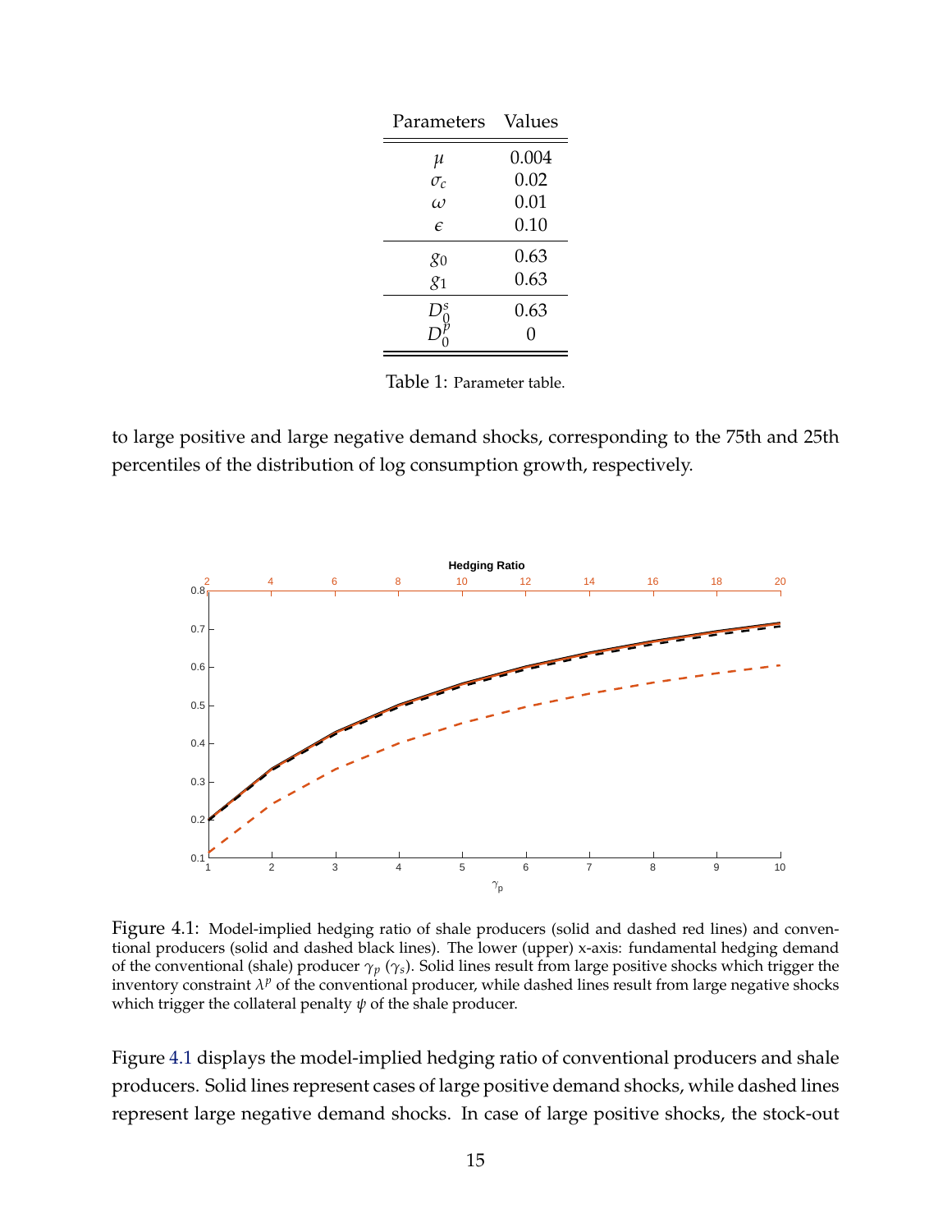| Parameters | Values |
|---|---|
| $\mu$ | 0.004 |
| $\sigma_c$ | 0.02 |
| $\omega$ | 0.01 |
| $\epsilon$ | 0.10 |
| $g_0$ | 0.63 |
| $g_1$ | 0.63 |
| $D_0^s$ | 0.63 |
| $D_0^p$ | 0 |

Table 1: Parameter table.

to large positive and large negative demand shocks, corresponding to the 75th and 25th percentiles of the distribution of log consumption growth, respectively.

Figure 4.1: Model-implied hedging ratio of shale producers (solid and dashed red lines) and conventional producers (solid and dashed black lines). The lower (upper) x-axis: fundamental hedging demand of the conventional (shale) producer $\gamma_p$ ($\gamma_s$). Solid lines result from large positive shocks which trigger the inventory constraint $\lambda^p$ of the conventional producer, while dashed lines result from large negative shocks which trigger the collateral penalty $\psi$ of the shale producer.

Figure 4.1 displays the model-implied hedging ratio of conventional producers and shale producers. Solid lines represent cases of large positive demand shocks, while dashed lines represent large negative demand shocks. In case of large positive shocks, the stock-out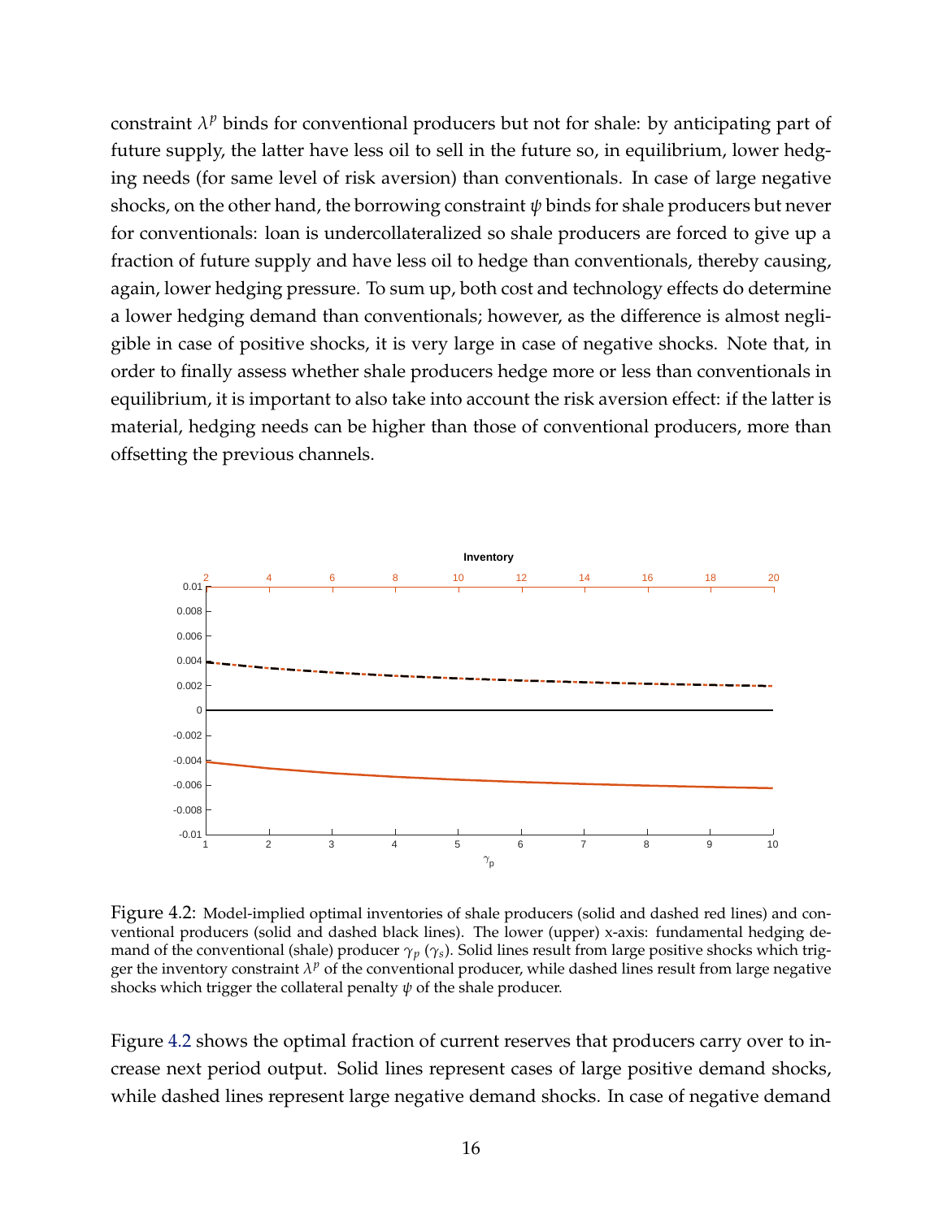constraint $\lambda^p$ binds for conventional producers but not for shale: by anticipating part of future supply, the latter have less oil to sell in the future so, in equilibrium, lower hedging needs (for same level of risk aversion) than conventionals. In case of large negative shocks, on the other hand, the borrowing constraint $\psi$ binds for shale producers but never for conventionals: loan is undercollateralized so shale producers are forced to give up a fraction of future supply and have less oil to hedge than conventionals, thereby causing, again, lower hedging pressure. To sum up, both cost and technology effects do determine a lower hedging demand than conventionals; however, as the difference is almost negligible in case of positive shocks, it is very large in case of negative shocks. Note that, in order to finally assess whether shale producers hedge more or less than conventionals in equilibrium, it is important to also take into account the risk aversion effect: if the latter is material, hedging needs can be higher than those of conventional producers, more than offsetting the previous channels.

Figure 4.2: Model-implied optimal inventories of shale producers (solid and dashed red lines) and conventional producers (solid and dashed black lines). The lower (upper) x-axis: fundamental hedging demand of the conventional (shale) producer $\gamma_p$ ($\gamma_s$). Solid lines result from large positive shocks which trigger the inventory constraint $\lambda^p$ of the conventional producer, while dashed lines result from large negative shocks which trigger the collateral penalty $\psi$ of the shale producer.

Figure 4.2 shows the optimal fraction of current reserves that producers carry over to increase next period output. Solid lines represent cases of large positive demand shocks, while dashed lines represent large negative demand shocks. In case of negative demand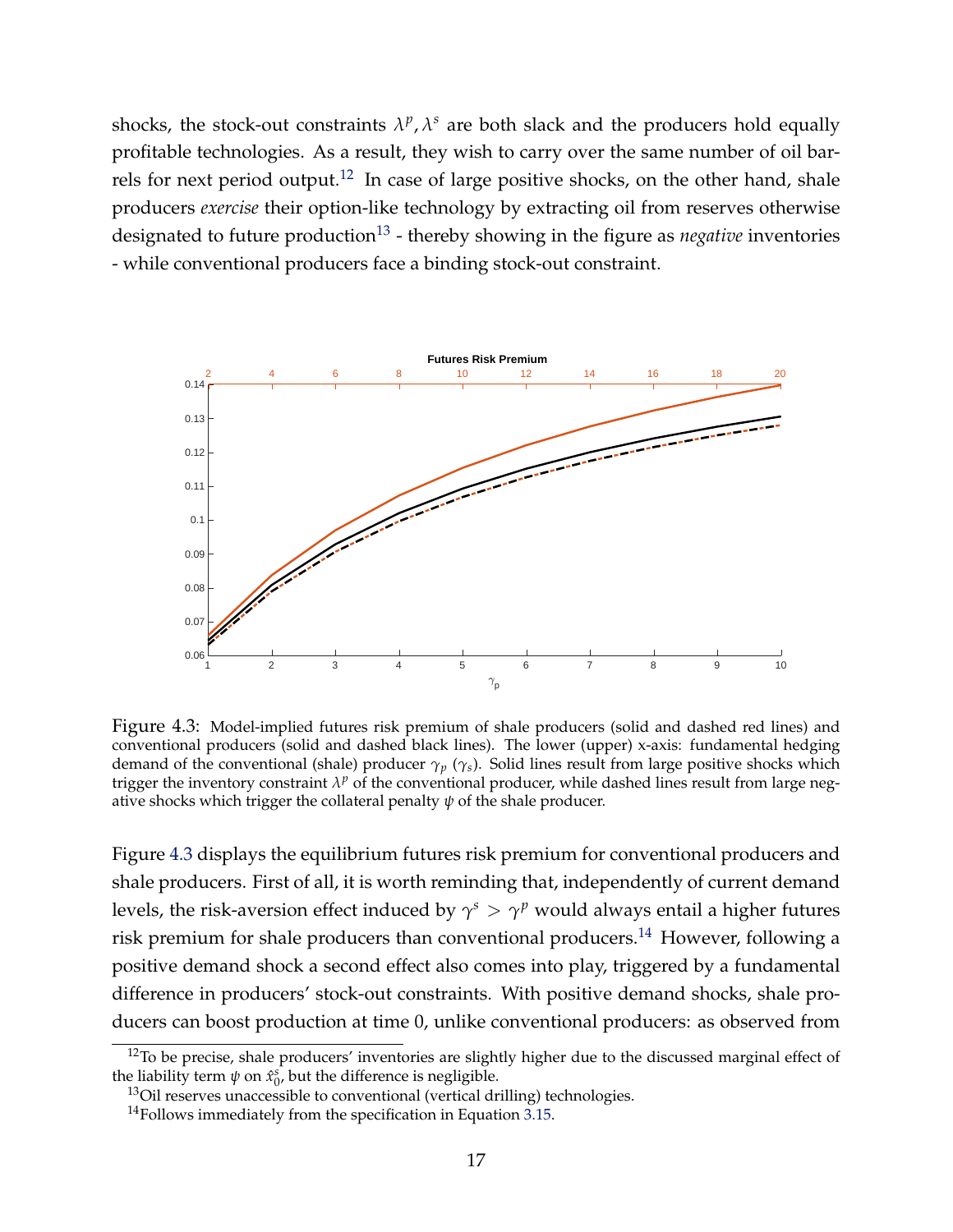shocks, the stock-out constraints $\lambda^p, \lambda^s$ are both slack and the producers hold equally profitable technologies. As a result, they wish to carry over the same number of oil barrels for next period output.[12] In case of large positive shocks, on the other hand, shale producers *exercise* their option-like technology by extracting oil from reserves otherwise designated to future production[13] - thereby showing in the figure as *negative* inventories - while conventional producers face a binding stock-out constraint.

Figure 4.3: Model-implied futures risk premium of shale producers (solid and dashed red lines) and conventional producers (solid and dashed black lines). The lower (upper) x-axis: fundamental hedging demand of the conventional (shale) producer $\gamma_p$ ($\gamma_s$). Solid lines result from large positive shocks which trigger the inventory constraint $\lambda^p$ of the conventional producer, while dashed lines result from large negative shocks which trigger the collateral penalty $\psi$ of the shale producer.

Figure 4.3 displays the equilibrium futures risk premium for conventional producers and shale producers. First of all, it is worth reminding that, independently of current demand levels, the risk-aversion effect induced by $\gamma^s > \gamma^p$ would always entail a higher futures risk premium for shale producers than conventional producers.[14] However, following a positive demand shock a second effect also comes into play, triggered by a fundamental difference in producers' stock-out constraints. With positive demand shocks, shale producers can boost production at time 0, unlike conventional producers: as observed from

[12] To be precise, shale producers' inventories are slightly higher due to the discussed marginal effect of the liability term $\psi$ on $\hat{x}_0^s$, but the difference is negligible.

[13] Oil reserves unaccessible to conventional (vertical drilling) technologies.

[14] Follows immediately from the specification in Equation 3.15.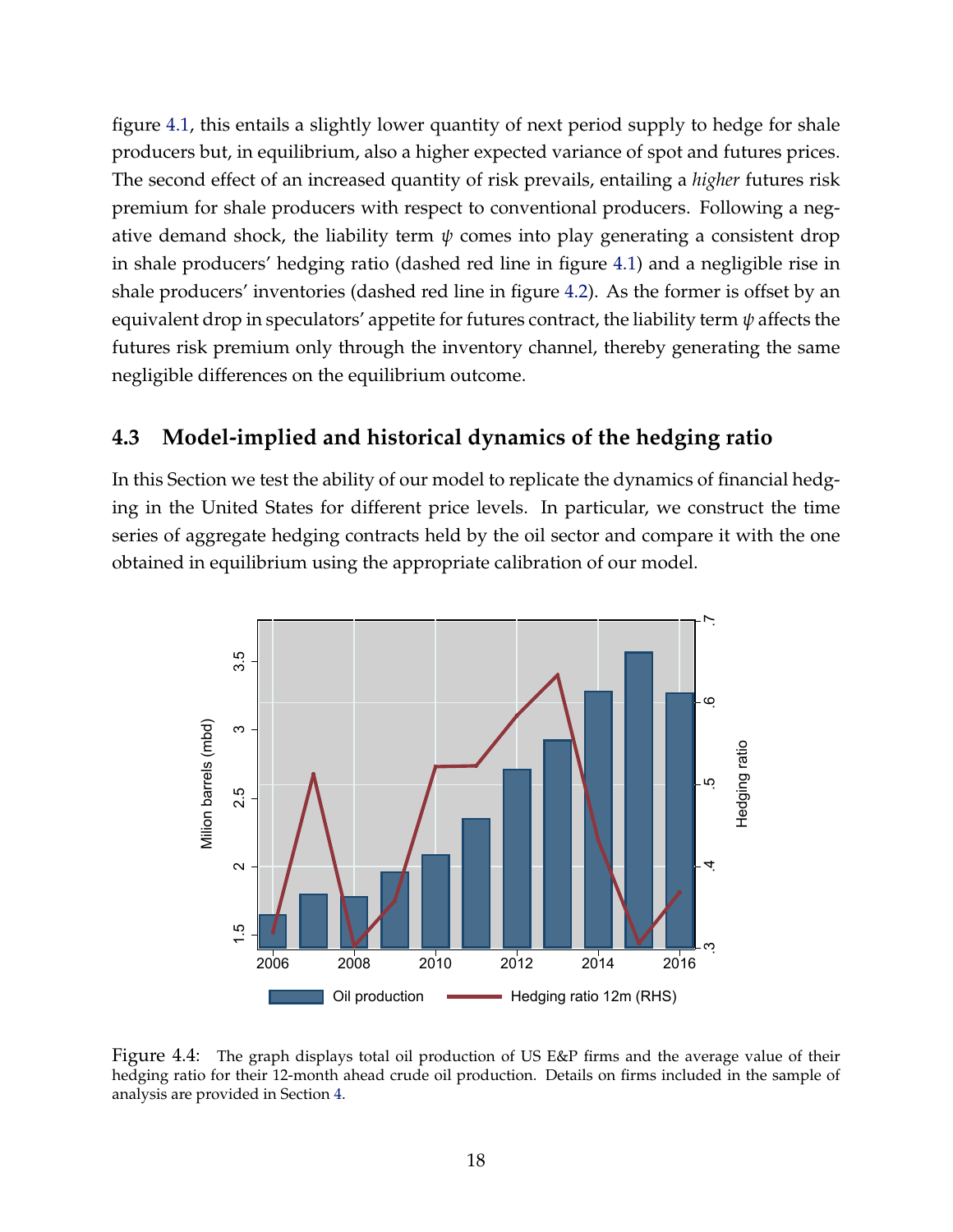figure 4.1, this entails a slightly lower quantity of next period supply to hedge for shale producers but, in equilibrium, also a higher expected variance of spot and futures prices. The second effect of an increased quantity of risk prevails, entailing a *higher* futures risk premium for shale producers with respect to conventional producers. Following a negative demand shock, the liability term $\psi$ comes into play generating a consistent drop in shale producers' hedging ratio (dashed red line in figure 4.1) and a negligible rise in shale producers' inventories (dashed red line in figure 4.2). As the former is offset by an equivalent drop in speculators' appetite for futures contract, the liability term $\psi$ affects the futures risk premium only through the inventory channel, thereby generating the same negligible differences on the equilibrium outcome.

## 4.3 Model-implied and historical dynamics of the hedging ratio

In this Section we test the ability of our model to replicate the dynamics of financial hedging in the United States for different price levels. In particular, we construct the time series of aggregate hedging contracts held by the oil sector and compare it with the one obtained in equilibrium using the appropriate calibration of our model.

Figure 4.4: The graph displays total oil production of US E&P firms and the average value of their hedging ratio for their 12-month ahead crude oil production. Details on firms included in the sample of analysis are provided in Section 4.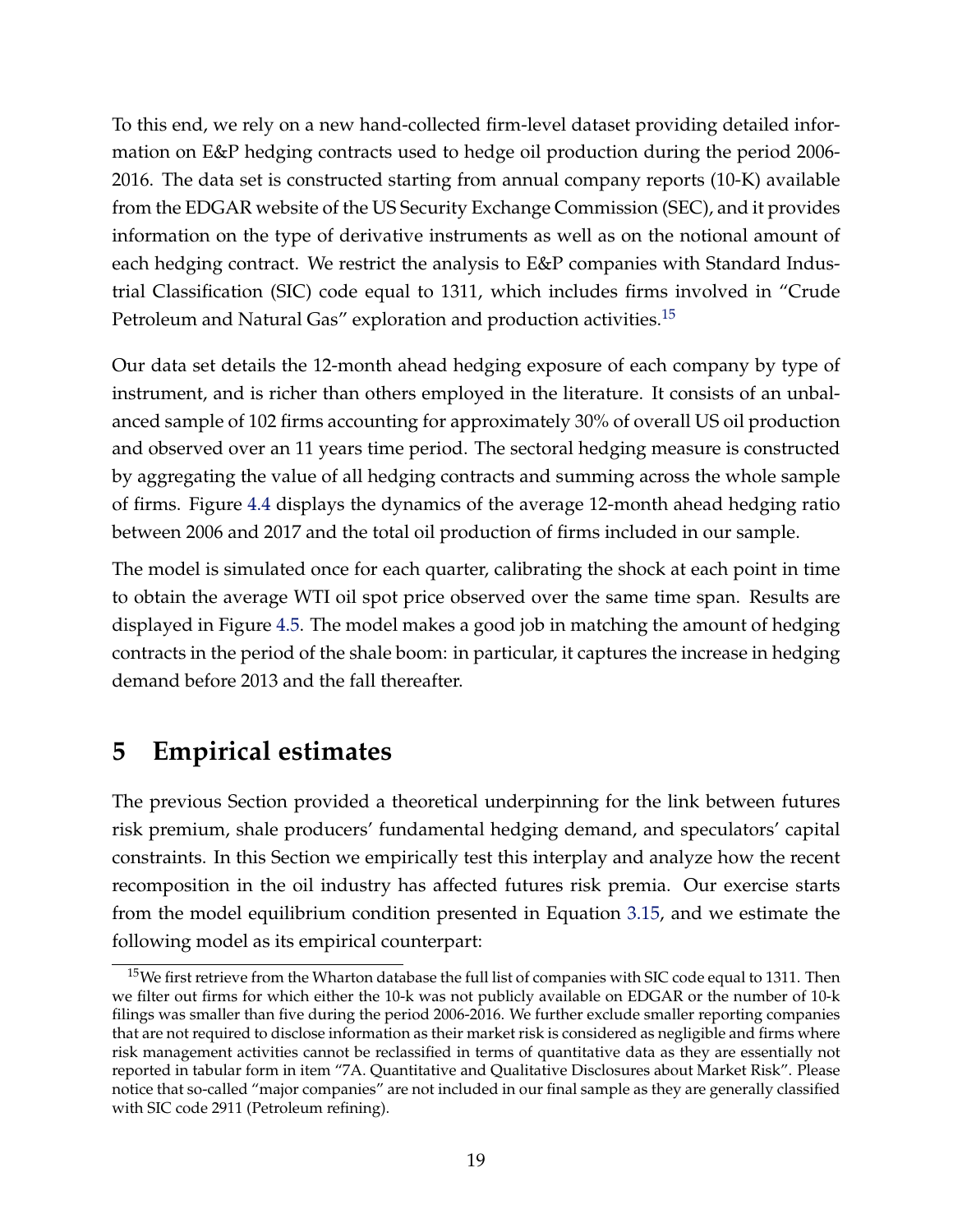To this end, we rely on a new hand-collected firm-level dataset providing detailed information on E&P hedging contracts used to hedge oil production during the period 2006-2016. The data set is constructed starting from annual company reports (10-K) available from the EDGAR website of the US Security Exchange Commission (SEC), and it provides information on the type of derivative instruments as well as on the notional amount of each hedging contract. We restrict the analysis to E&P companies with Standard Industrial Classification (SIC) code equal to 1311, which includes firms involved in "Crude Petroleum and Natural Gas" exploration and production activities.[15]

Our data set details the 12-month ahead hedging exposure of each company by type of instrument, and is richer than others employed in the literature. It consists of an unbalanced sample of 102 firms accounting for approximately 30% of overall US oil production and observed over an 11 years time period. The sectoral hedging measure is constructed by aggregating the value of all hedging contracts and summing across the whole sample of firms. Figure 4.4 displays the dynamics of the average 12-month ahead hedging ratio between 2006 and 2017 and the total oil production of firms included in our sample.

The model is simulated once for each quarter, calibrating the shock at each point in time to obtain the average WTI oil spot price observed over the same time span. Results are displayed in Figure 4.5. The model makes a good job in matching the amount of hedging contracts in the period of the shale boom: in particular, it captures the increase in hedging demand before 2013 and the fall thereafter.

# 5 Empirical estimates

The previous Section provided a theoretical underpinning for the link between futures risk premium, shale producers' fundamental hedging demand, and speculators' capital constraints. In this Section we empirically test this interplay and analyze how the recent recomposition in the oil industry has affected futures risk premia. Our exercise starts from the model equilibrium condition presented in Equation 3.15, and we estimate the following model as its empirical counterpart:

[15] We first retrieve from the Wharton database the full list of companies with SIC code equal to 1311. Then we filter out firms for which either the 10-k was not publicly available on EDGAR or the number of 10-k filings was smaller than five during the period 2006-2016. We further exclude smaller reporting companies that are not required to disclose information as their market risk is considered as negligible and firms where risk management activities cannot be reclassified in terms of quantitative data as they are essentially not reported in tabular form in item "7A. Quantitative and Qualitative Disclosures about Market Risk". Please notice that so-called "major companies" are not included in our final sample as they are generally classified with SIC code 2911 (Petroleum refining).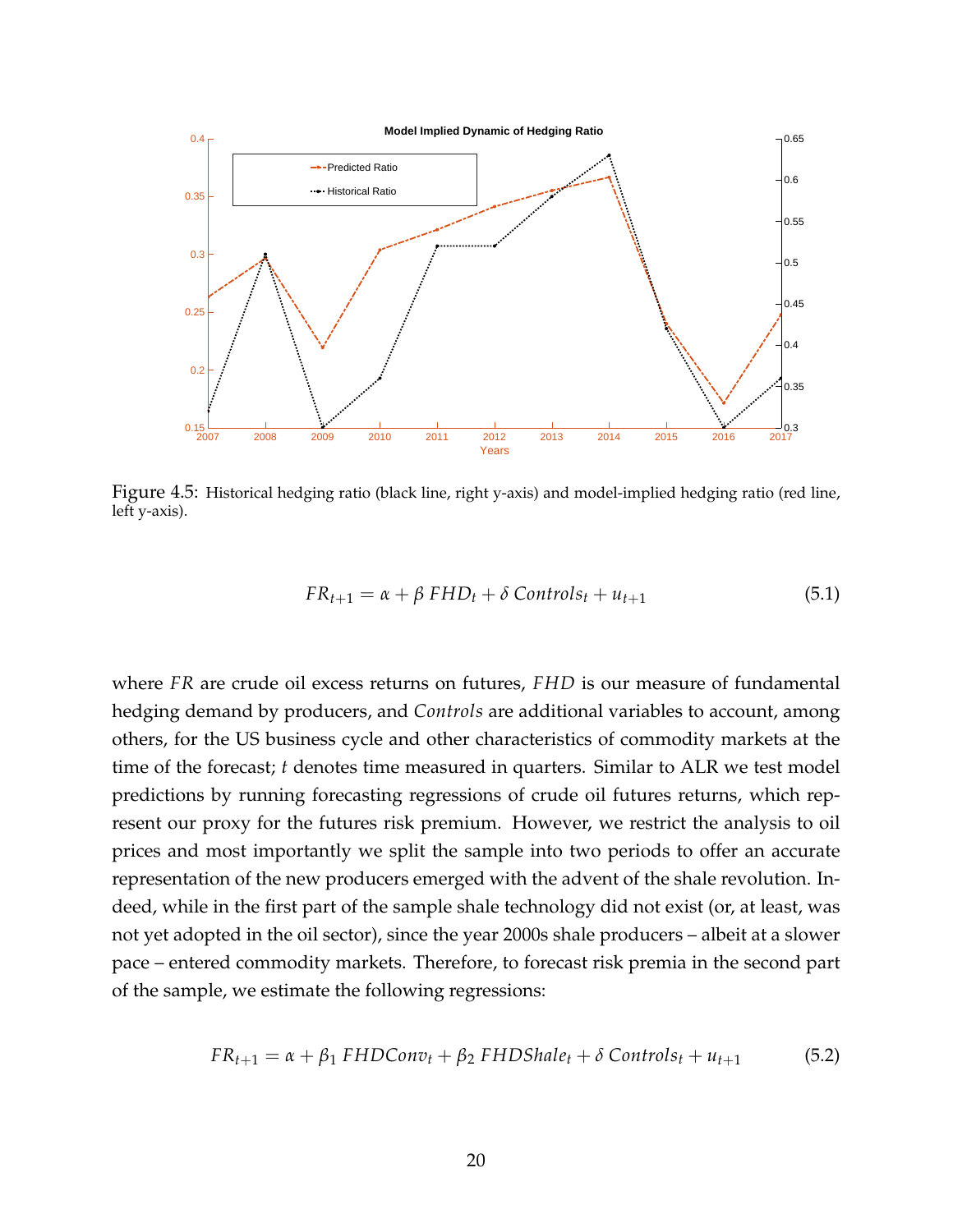Figure 4.5: Historical hedging ratio (black line, right y-axis) and model-implied hedging ratio (red line, left y-axis).

$$FR_{t+1} = \alpha + \beta \, FHD_t + \delta \, Controls_t + u_{t+1} \tag{5.1}$$

where $FR$ are crude oil excess returns on futures, $FHD$ is our measure of fundamental hedging demand by producers, and $Controls$ are additional variables to account, among others, for the US business cycle and other characteristics of commodity markets at the time of the forecast; $t$ denotes time measured in quarters. Similar to ALR we test model predictions by running forecasting regressions of crude oil futures returns, which represent our proxy for the futures risk premium. However, we restrict the analysis to oil prices and most importantly we split the sample into two periods to offer an accurate representation of the new producers emerged with the advent of the shale revolution. Indeed, while in the first part of the sample shale technology did not exist (or, at least, was not yet adopted in the oil sector), since the year 2000s shale producers – albeit at a slower pace – entered commodity markets. Therefore, to forecast risk premia in the second part of the sample, we estimate the following regressions:

$$FR_{t+1} = \alpha + \beta_1 \, FHDConv_t + \beta_2 \, FHDShale_t + \delta \, Controls_t + u_{t+1} \tag{5.2}$$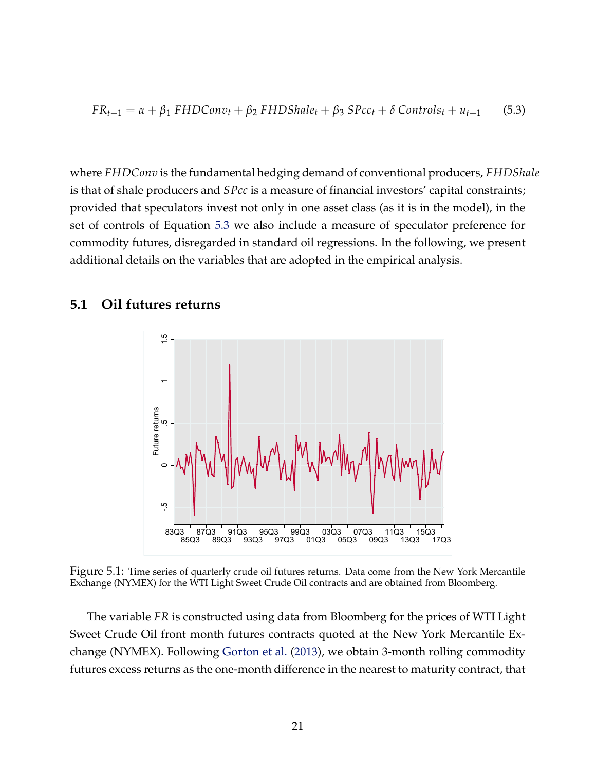$$FR_{t+1} = \alpha + \beta_1 \, FHDConv_t + \beta_2 \, FHDShale_t + \beta_3 \, SPcc_t + \delta \, Controls_t + u_{t+1} \tag{5.3}$$

where $FHDConv$ is the fundamental hedging demand of conventional producers, $FHDShale$ is that of shale producers and $SPcc$ is a measure of financial investors' capital constraints; provided that speculators invest not only in one asset class (as it is in the model), in the set of controls of Equation 5.3 we also include a measure of speculator preference for commodity futures, disregarded in standard oil regressions. In the following, we present additional details on the variables that are adopted in the empirical analysis.

## 5.1 Oil futures returns

Figure 5.1: Time series of quarterly crude oil futures returns. Data come from the New York Mercantile Exchange (NYMEX) for the WTI Light Sweet Crude Oil contracts and are obtained from Bloomberg.

The variable $FR$ is constructed using data from Bloomberg for the prices of WTI Light Sweet Crude Oil front month futures contracts quoted at the New York Mercantile Exchange (NYMEX). Following Gorton et al. (2013), we obtain 3-month rolling commodity futures excess returns as the one-month difference in the nearest to maturity contract, that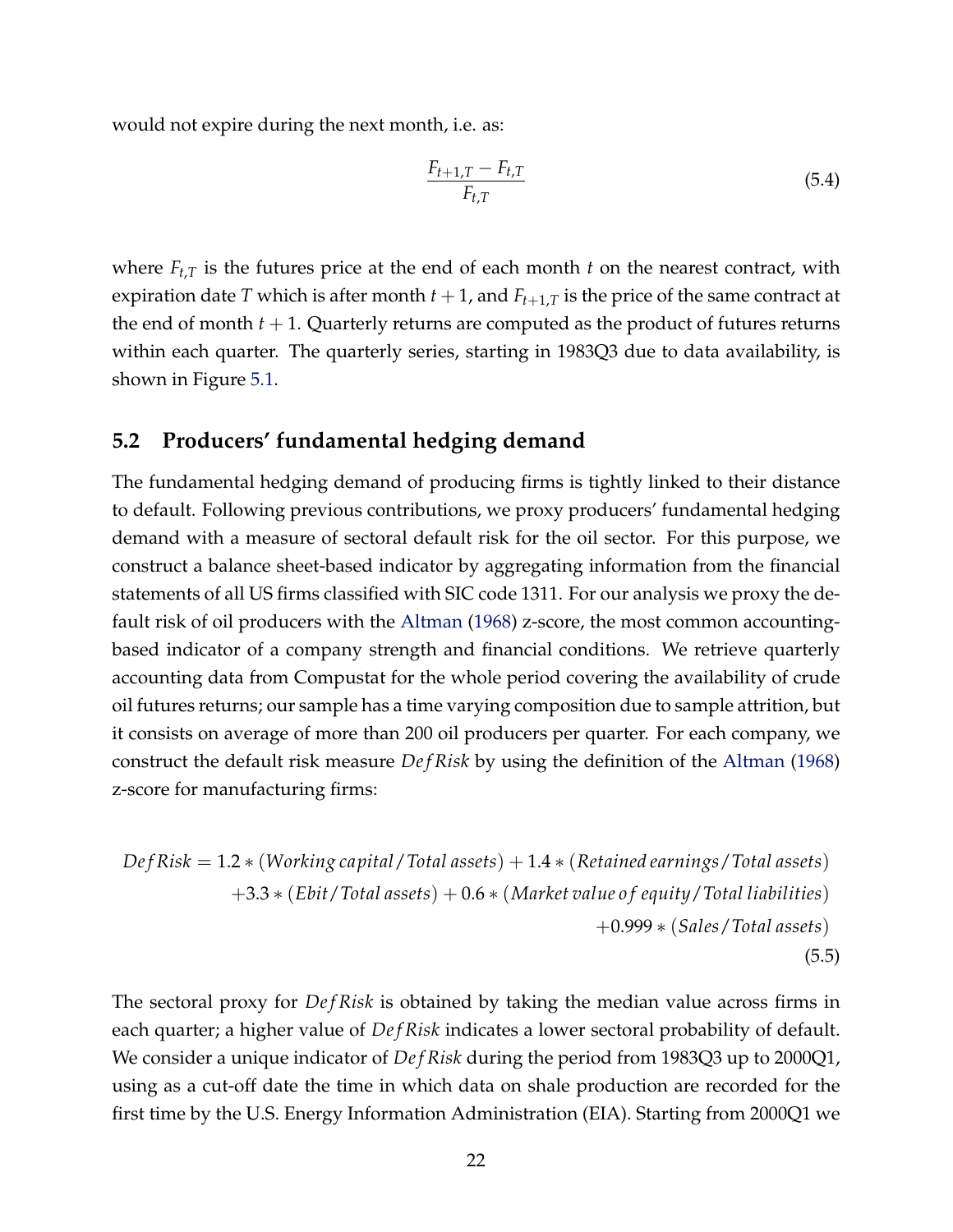would not expire during the next month, i.e. as:

$$\frac{F_{t+1,T} - F_{t,T}}{F_{t,T}} \tag{5.4}$$

where $F_{t,T}$ is the futures price at the end of each month $t$ on the nearest contract, with expiration date $T$ which is after month $t+1$, and $F_{t+1,T}$ is the price of the same contract at the end of month $t+1$. Quarterly returns are computed as the product of futures returns within each quarter. The quarterly series, starting in 1983Q3 due to data availability, is shown in Figure 5.1.

## 5.2 Producers' fundamental hedging demand

The fundamental hedging demand of producing firms is tightly linked to their distance to default. Following previous contributions, we proxy producers' fundamental hedging demand with a measure of sectoral default risk for the oil sector. For this purpose, we construct a balance sheet-based indicator by aggregating information from the financial statements of all US firms classified with SIC code 1311. For our analysis we proxy the default risk of oil producers with the Altman (1968) z-score, the most common accounting-based indicator of a company strength and financial conditions. We retrieve quarterly accounting data from Compustat for the whole period covering the availability of crude oil futures returns; our sample has a time varying composition due to sample attrition, but it consists on average of more than 200 oil producers per quarter. For each company, we construct the default risk measure $DefRisk$ by using the definition of the Altman (1968) z-score for manufacturing firms:

$$\begin{aligned} DefRisk = {} & 1.2 * (Working\,capital\,/\,Total\,assets) + 1.4 * (Retained\,earnings\,/\,Total\,assets) \\ & + 3.3 * (Ebit\,/\,Total\,assets) + 0.6 * (Market\,value\,of\,equity\,/\,Total\,liabilities) \\ & + 0.999 * (Sales\,/\,Total\,assets) \end{aligned} \tag{5.5}$$

The sectoral proxy for $DefRisk$ is obtained by taking the median value across firms in each quarter; a higher value of $DefRisk$ indicates a lower sectoral probability of default. We consider a unique indicator of $DefRisk$ during the period from 1983Q3 up to 2000Q1, using as a cut-off date the time in which data on shale production are recorded for the first time by the U.S. Energy Information Administration (EIA). Starting from 2000Q1 we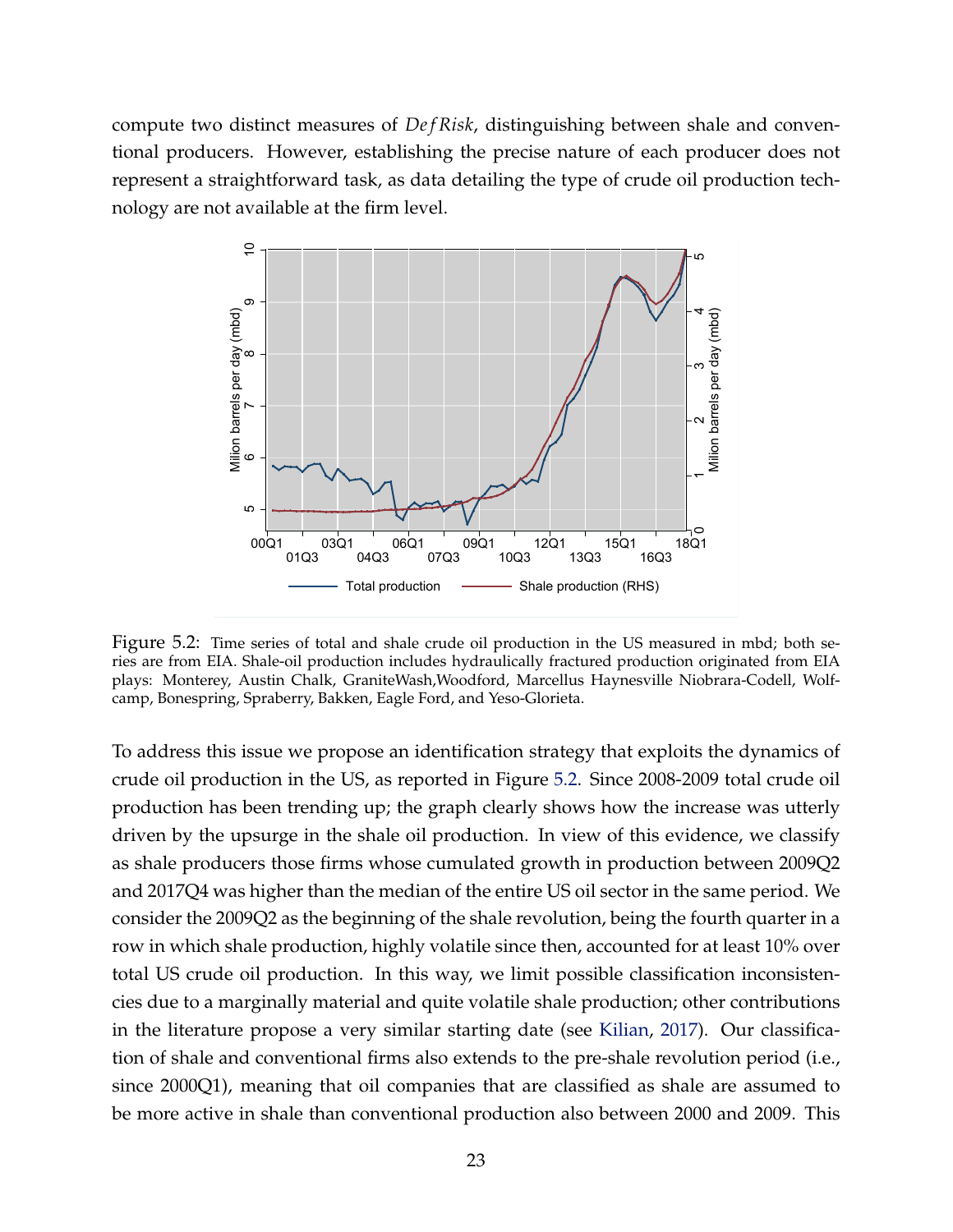compute two distinct measures of $DefRisk$, distinguishing between shale and conventional producers. However, establishing the precise nature of each producer does not represent a straightforward task, as data detailing the type of crude oil production technology are not available at the firm level.

Figure 5.2: Time series of total and shale crude oil production in the US measured in mbd; both series are from EIA. Shale-oil production includes hydraulically fractured production originated from EIA plays: Monterey, Austin Chalk, GraniteWash,Woodford, Marcellus Haynesville Niobrara-Codell, Wolfcamp, Bonespring, Spraberry, Bakken, Eagle Ford, and Yeso-Glorieta.

To address this issue we propose an identification strategy that exploits the dynamics of crude oil production in the US, as reported in Figure 5.2. Since 2008-2009 total crude oil production has been trending up; the graph clearly shows how the increase was utterly driven by the upsurge in the shale oil production. In view of this evidence, we classify as shale producers those firms whose cumulated growth in production between 2009Q2 and 2017Q4 was higher than the median of the entire US oil sector in the same period. We consider the 2009Q2 as the beginning of the shale revolution, being the fourth quarter in a row in which shale production, highly volatile since then, accounted for at least 10% over total US crude oil production. In this way, we limit possible classification inconsistencies due to a marginally material and quite volatile shale production; other contributions in the literature propose a very similar starting date (see Kilian, 2017). Our classification of shale and conventional firms also extends to the pre-shale revolution period (i.e., since 2000Q1), meaning that oil companies that are classified as shale are assumed to be more active in shale than conventional production also between 2000 and 2009. This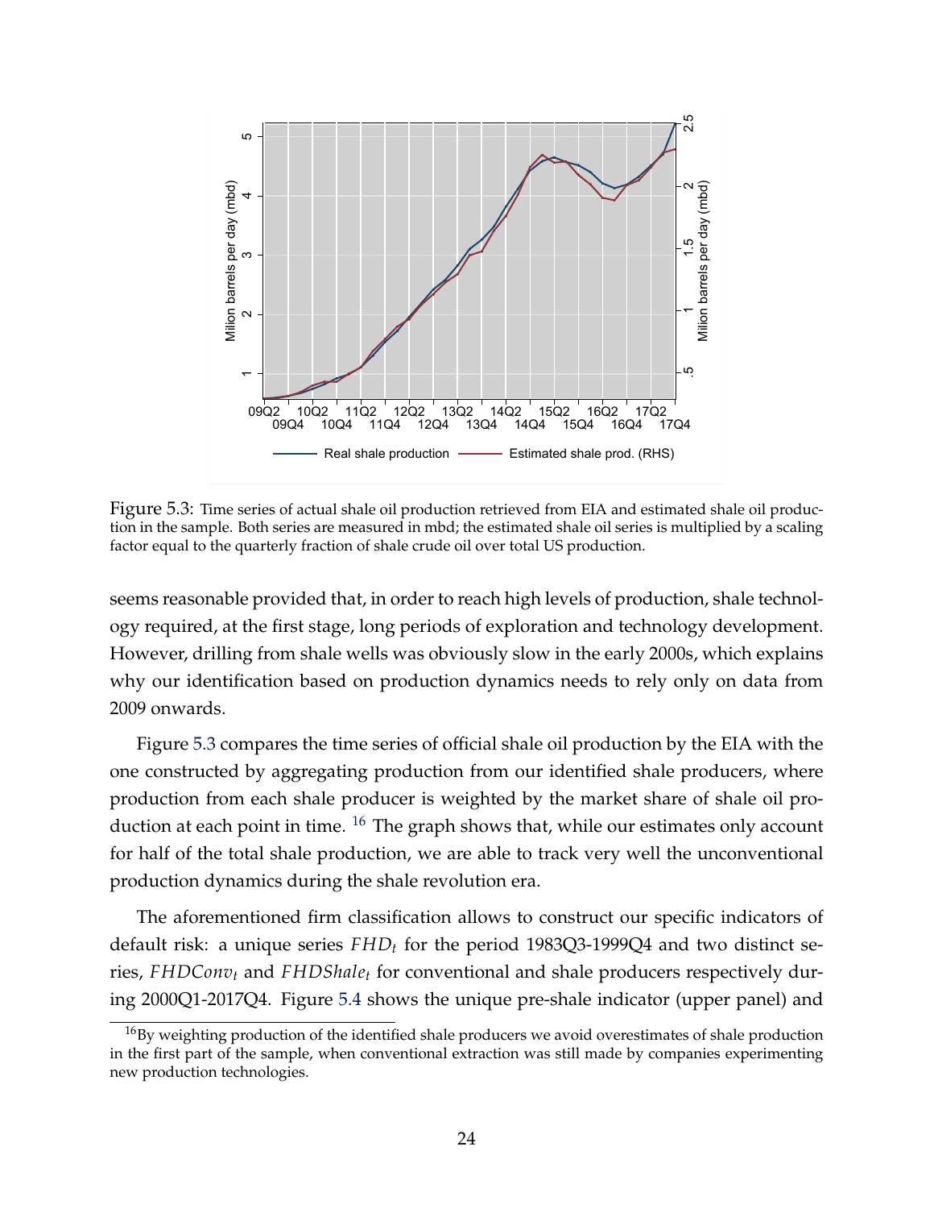Figure 5.3: Time series of actual shale oil production retrieved from EIA and estimated shale oil production in the sample. Both series are measured in mbd; the estimated shale oil series is multiplied by a scaling factor equal to the quarterly fraction of shale crude oil over total US production.

seems reasonable provided that, in order to reach high levels of production, shale technology required, at the first stage, long periods of exploration and technology development. However, drilling from shale wells was obviously slow in the early 2000s, which explains why our identification based on production dynamics needs to rely only on data from 2009 onwards.

Figure 5.3 compares the time series of official shale oil production by the EIA with the one constructed by aggregating production from our identified shale producers, where production from each shale producer is weighted by the market share of shale oil production at each point in time. [16] The graph shows that, while our estimates only account for half of the total shale production, we are able to track very well the unconventional production dynamics during the shale revolution era.

The aforementioned firm classification allows to construct our specific indicators of default risk: a unique series $FHD_t$ for the period 1983Q3-1999Q4 and two distinct series, $FHDConv_t$ and $FHDShale_t$ for conventional and shale producers respectively during 2000Q1-2017Q4. Figure 5.4 shows the unique pre-shale indicator (upper panel) and

[16] By weighting production of the identified shale producers we avoid overestimates of shale production in the first part of the sample, when conventional extraction was still made by companies experimenting new production technologies.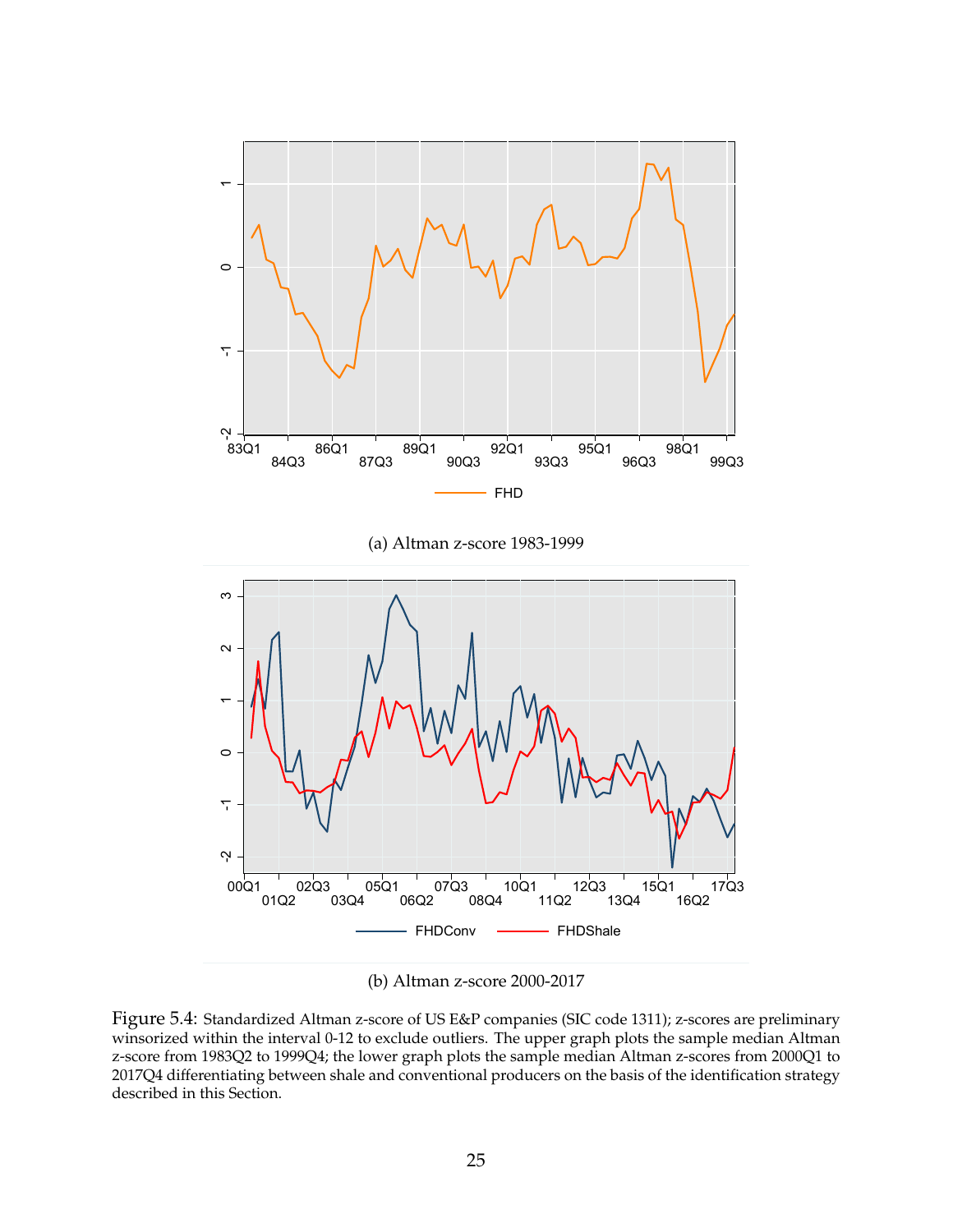(a) Altman z-score 1983-1999

(b) Altman z-score 2000-2017

Figure 5.4: Standardized Altman z-score of US E&P companies (SIC code 1311); z-scores are preliminary winsorized within the interval 0-12 to exclude outliers. The upper graph plots the sample median Altman z-score from 1983Q2 to 1999Q4; the lower graph plots the sample median Altman z-scores from 2000Q1 to 2017Q4 differentiating between shale and conventional producers on the basis of the identification strategy described in this Section.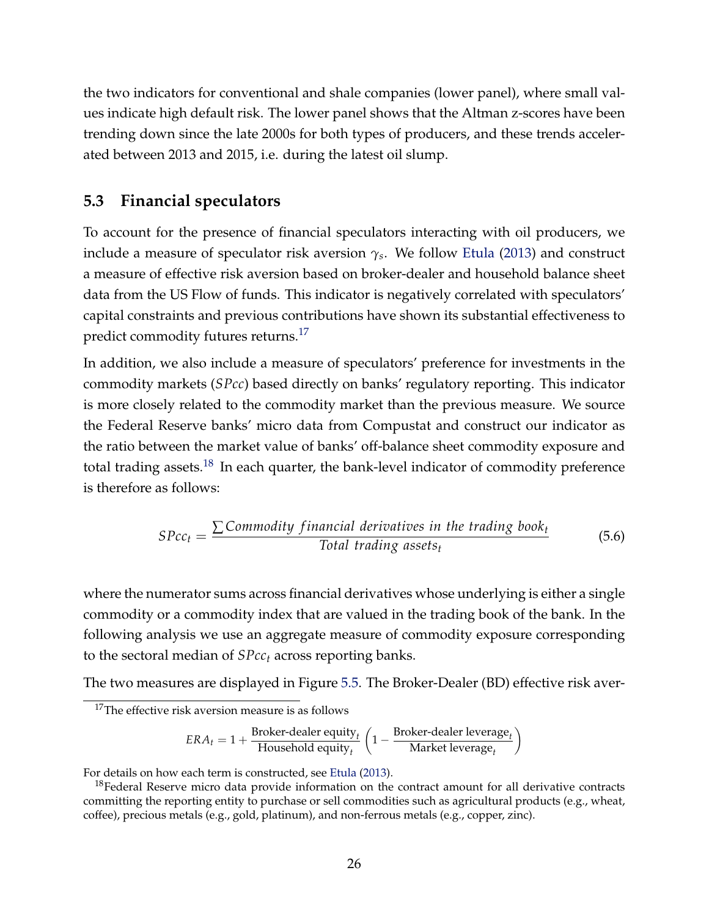the two indicators for conventional and shale companies (lower panel), where small values indicate high default risk. The lower panel shows that the Altman z-scores have been trending down since the late 2000s for both types of producers, and these trends accelerated between 2013 and 2015, i.e. during the latest oil slump.

### 5.3 Financial speculators

To account for the presence of financial speculators interacting with oil producers, we include a measure of speculator risk aversion $\gamma_s$. We follow Etula (2013) and construct a measure of effective risk aversion based on broker-dealer and household balance sheet data from the US Flow of funds. This indicator is negatively correlated with speculators' capital constraints and previous contributions have shown its substantial effectiveness to predict commodity futures returns.[17]

In addition, we also include a measure of speculators' preference for investments in the commodity markets ($SPcc$) based directly on banks' regulatory reporting. This indicator is more closely related to the commodity market than the previous measure. We source the Federal Reserve banks' micro data from Compustat and construct our indicator as the ratio between the market value of banks' off-balance sheet commodity exposure and total trading assets.[18] In each quarter, the bank-level indicator of commodity preference is therefore as follows:

$$SPcc_t = \frac{\sum Commodity\ financial\ derivatives\ in\ the\ trading\ book_t}{Total\ trading\ assets_t} \tag{5.6}$$

where the numerator sums across financial derivatives whose underlying is either a single commodity or a commodity index that are valued in the trading book of the bank. In the following analysis we use an aggregate measure of commodity exposure corresponding to the sectoral median of $SPcc_t$ across reporting banks.

The two measures are displayed in Figure 5.5. The Broker-Dealer (BD) effective risk aver-

---

[17] The effective risk aversion measure is as follows

$$ERA_t = 1 + \frac{\text{Broker-dealer equity}_t}{\text{Household equity}_t}\left(1 - \frac{\text{Broker-dealer leverage}_t}{\text{Market leverage}_t}\right)$$

For details on how each term is constructed, see Etula (2013).

[18] Federal Reserve micro data provide information on the contract amount for all derivative contracts committing the reporting entity to purchase or sell commodities such as agricultural products (e.g., wheat, coffee), precious metals (e.g., gold, platinum), and non-ferrous metals (e.g., copper, zinc).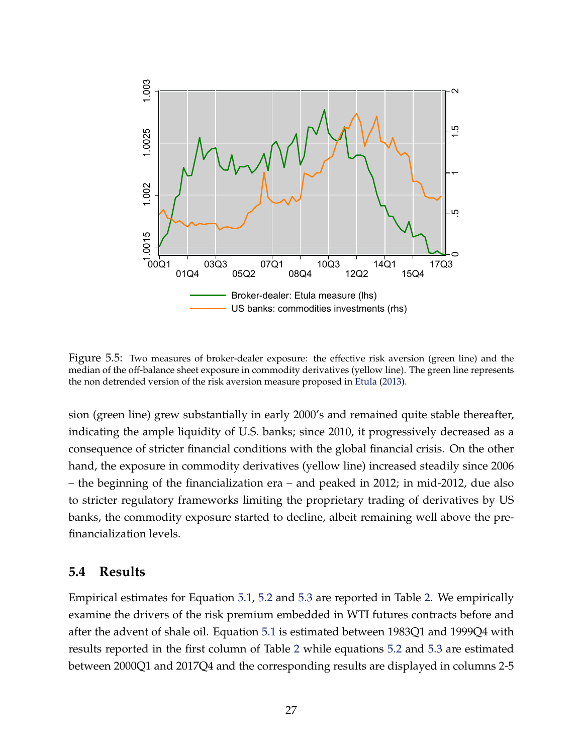Figure 5.5: Two measures of broker-dealer exposure: the effective risk aversion (green line) and the median of the off-balance sheet exposure in commodity derivatives (yellow line). The green line represents the non detrended version of the risk aversion measure proposed in Etula (2013).

sion (green line) grew substantially in early 2000's and remained quite stable thereafter, indicating the ample liquidity of U.S. banks; since 2010, it progressively decreased as a consequence of stricter financial conditions with the global financial crisis. On the other hand, the exposure in commodity derivatives (yellow line) increased steadily since 2006 – the beginning of the financialization era – and peaked in 2012; in mid-2012, due also to stricter regulatory frameworks limiting the proprietary trading of derivatives by US banks, the commodity exposure started to decline, albeit remaining well above the pre-financialization levels.

## 5.4 Results

Empirical estimates for Equation 5.1, 5.2 and 5.3 are reported in Table 2. We empirically examine the drivers of the risk premium embedded in WTI futures contracts before and after the advent of shale oil. Equation 5.1 is estimated between 1983Q1 and 1999Q4 with results reported in the first column of Table 2 while equations 5.2 and 5.3 are estimated between 2000Q1 and 2017Q4 and the corresponding results are displayed in columns 2-5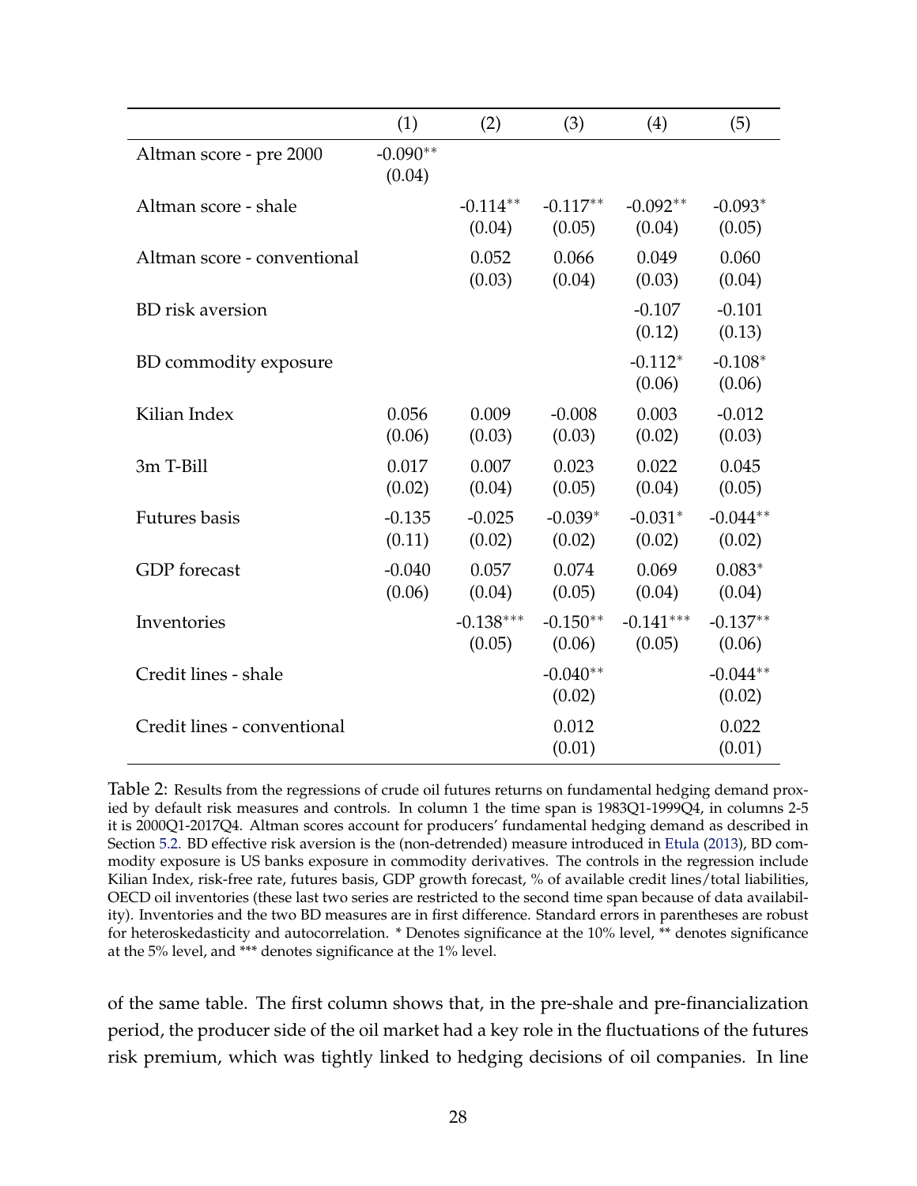| | (1) | (2) | (3) | (4) | (5) |
|---|---|---|---|---|---|
| Altman score - pre 2000 | -0.090** (0.04) | | | | |
| Altman score - shale | | -0.114** (0.04) | -0.117** (0.05) | -0.092** (0.04) | -0.093* (0.05) |
| Altman score - conventional | | 0.052 (0.03) | 0.066 (0.04) | 0.049 (0.03) | 0.060 (0.04) |
| BD risk aversion | | | | -0.107 (0.12) | -0.101 (0.13) |
| BD commodity exposure | | | | -0.112* (0.06) | -0.108* (0.06) |
| Kilian Index | 0.056 (0.06) | 0.009 (0.03) | -0.008 (0.03) | 0.003 (0.02) | -0.012 (0.03) |
| 3m T-Bill | 0.017 (0.02) | 0.007 (0.04) | 0.023 (0.05) | 0.022 (0.04) | 0.045 (0.05) |
| Futures basis | -0.135 (0.11) | -0.025 (0.02) | -0.039* (0.02) | -0.031* (0.02) | -0.044** (0.02) |
| GDP forecast | -0.040 (0.06) | 0.057 (0.04) | 0.074 (0.05) | 0.069 (0.04) | 0.083* (0.04) |
| Inventories | | -0.138*** (0.05) | -0.150** (0.06) | -0.141*** (0.05) | -0.137** (0.06) |
| Credit lines - shale | | | -0.040** (0.02) | | -0.044** (0.02) |
| Credit lines - conventional | | | 0.012 (0.01) | | 0.022 (0.01) |

Table 2: Results from the regressions of crude oil futures returns on fundamental hedging demand proxied by default risk measures and controls. In column 1 the time span is 1983Q1-1999Q4, in columns 2-5 it is 2000Q1-2017Q4. Altman scores account for producers' fundamental hedging demand as described in Section 5.2. BD effective risk aversion is the (non-detrended) measure introduced in Etula (2013), BD commodity exposure is US banks exposure in commodity derivatives. The controls in the regression include Kilian Index, risk-free rate, futures basis, GDP growth forecast, % of available credit lines/total liabilities, OECD oil inventories (these last two series are restricted to the second time span because of data availability). Inventories and the two BD measures are in first difference. Standard errors in parentheses are robust for heteroskedasticity and autocorrelation. * Denotes significance at the 10% level, ** denotes significance at the 5% level, and *** denotes significance at the 1% level.

of the same table. The first column shows that, in the pre-shale and pre-financialization period, the producer side of the oil market had a key role in the fluctuations of the futures risk premium, which was tightly linked to hedging decisions of oil companies. In line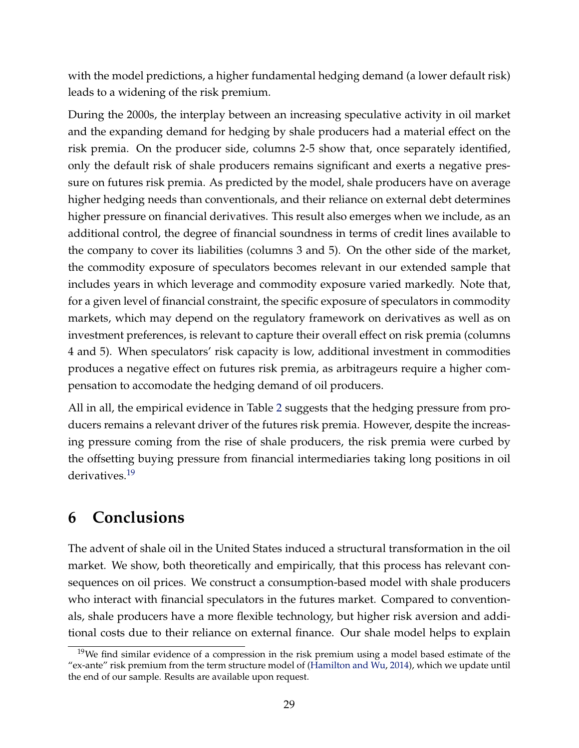with the model predictions, a higher fundamental hedging demand (a lower default risk) leads to a widening of the risk premium.

During the 2000s, the interplay between an increasing speculative activity in oil market and the expanding demand for hedging by shale producers had a material effect on the risk premia. On the producer side, columns 2-5 show that, once separately identified, only the default risk of shale producers remains significant and exerts a negative pressure on futures risk premia. As predicted by the model, shale producers have on average higher hedging needs than conventionals, and their reliance on external debt determines higher pressure on financial derivatives. This result also emerges when we include, as an additional control, the degree of financial soundness in terms of credit lines available to the company to cover its liabilities (columns 3 and 5). On the other side of the market, the commodity exposure of speculators becomes relevant in our extended sample that includes years in which leverage and commodity exposure varied markedly. Note that, for a given level of financial constraint, the specific exposure of speculators in commodity markets, which may depend on the regulatory framework on derivatives as well as on investment preferences, is relevant to capture their overall effect on risk premia (columns 4 and 5). When speculators' risk capacity is low, additional investment in commodities produces a negative effect on futures risk premia, as arbitrageurs require a higher compensation to accomodate the hedging demand of oil producers.

All in all, the empirical evidence in Table 2 suggests that the hedging pressure from producers remains a relevant driver of the futures risk premia. However, despite the increasing pressure coming from the rise of shale producers, the risk premia were curbed by the offsetting buying pressure from financial intermediaries taking long positions in oil derivatives.[19]

# 6 Conclusions

The advent of shale oil in the United States induced a structural transformation in the oil market. We show, both theoretically and empirically, that this process has relevant consequences on oil prices. We construct a consumption-based model with shale producers who interact with financial speculators in the futures market. Compared to conventionals, shale producers have a more flexible technology, but higher risk aversion and additional costs due to their reliance on external finance. Our shale model helps to explain

[19] We find similar evidence of a compression in the risk premium using a model based estimate of the "ex-ante" risk premium from the term structure model of (Hamilton and Wu, 2014), which we update until the end of our sample. Results are available upon request.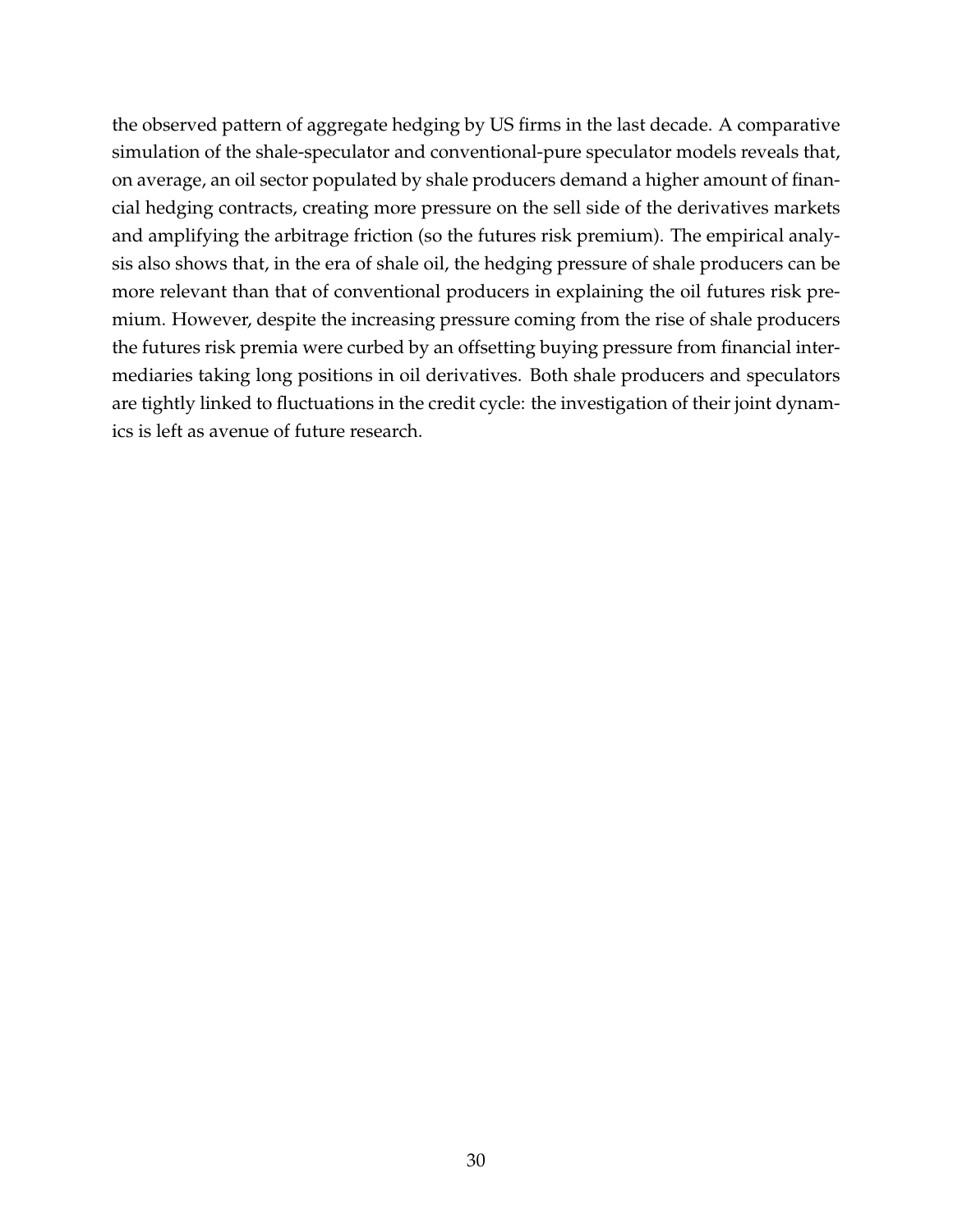the observed pattern of aggregate hedging by US firms in the last decade. A comparative simulation of the shale-speculator and conventional-pure speculator models reveals that, on average, an oil sector populated by shale producers demand a higher amount of financial hedging contracts, creating more pressure on the sell side of the derivatives markets and amplifying the arbitrage friction (so the futures risk premium). The empirical analysis also shows that, in the era of shale oil, the hedging pressure of shale producers can be more relevant than that of conventional producers in explaining the oil futures risk premium. However, despite the increasing pressure coming from the rise of shale producers the futures risk premia were curbed by an offsetting buying pressure from financial intermediaries taking long positions in oil derivatives. Both shale producers and speculators are tightly linked to fluctuations in the credit cycle: the investigation of their joint dynamics is left as avenue of future research.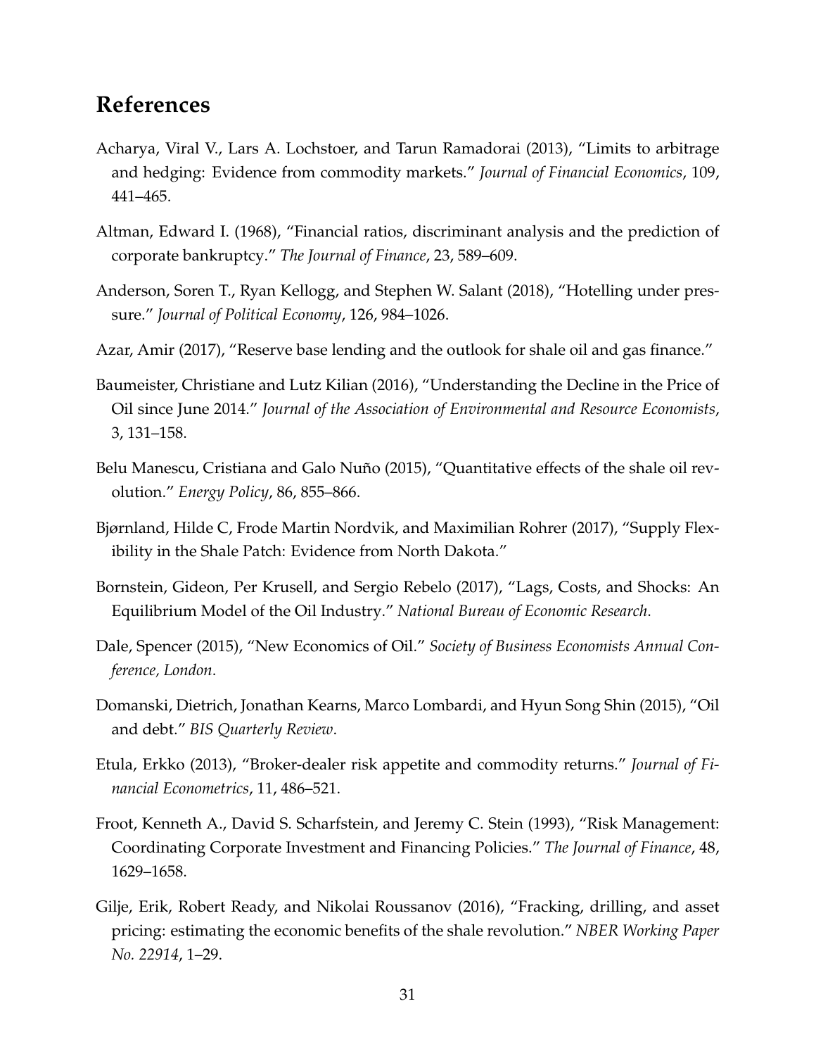## References

Acharya, Viral V., Lars A. Lochstoer, and Tarun Ramadorai (2013), "Limits to arbitrage and hedging: Evidence from commodity markets." *Journal of Financial Economics*, 109, 441–465.

Altman, Edward I. (1968), "Financial ratios, discriminant analysis and the prediction of corporate bankruptcy." *The Journal of Finance*, 23, 589–609.

Anderson, Soren T., Ryan Kellogg, and Stephen W. Salant (2018), "Hotelling under pressure." *Journal of Political Economy*, 126, 984–1026.

Azar, Amir (2017), "Reserve base lending and the outlook for shale oil and gas finance."

Baumeister, Christiane and Lutz Kilian (2016), "Understanding the Decline in the Price of Oil since June 2014." *Journal of the Association of Environmental and Resource Economists*, 3, 131–158.

Belu Manescu, Cristiana and Galo Nuño (2015), "Quantitative effects of the shale oil revolution." *Energy Policy*, 86, 855–866.

Bjørnland, Hilde C, Frode Martin Nordvik, and Maximilian Rohrer (2017), "Supply Flexibility in the Shale Patch: Evidence from North Dakota."

Bornstein, Gideon, Per Krusell, and Sergio Rebelo (2017), "Lags, Costs, and Shocks: An Equilibrium Model of the Oil Industry." *National Bureau of Economic Research*.

Dale, Spencer (2015), "New Economics of Oil." *Society of Business Economists Annual Conference, London*.

Domanski, Dietrich, Jonathan Kearns, Marco Lombardi, and Hyun Song Shin (2015), "Oil and debt." *BIS Quarterly Review*.

Etula, Erkko (2013), "Broker-dealer risk appetite and commodity returns." *Journal of Financial Econometrics*, 11, 486–521.

Froot, Kenneth A., David S. Scharfstein, and Jeremy C. Stein (1993), "Risk Management: Coordinating Corporate Investment and Financing Policies." *The Journal of Finance*, 48, 1629–1658.

Gilje, Erik, Robert Ready, and Nikolai Roussanov (2016), "Fracking, drilling, and asset pricing: estimating the economic benefits of the shale revolution." *NBER Working Paper No. 22914*, 1–29.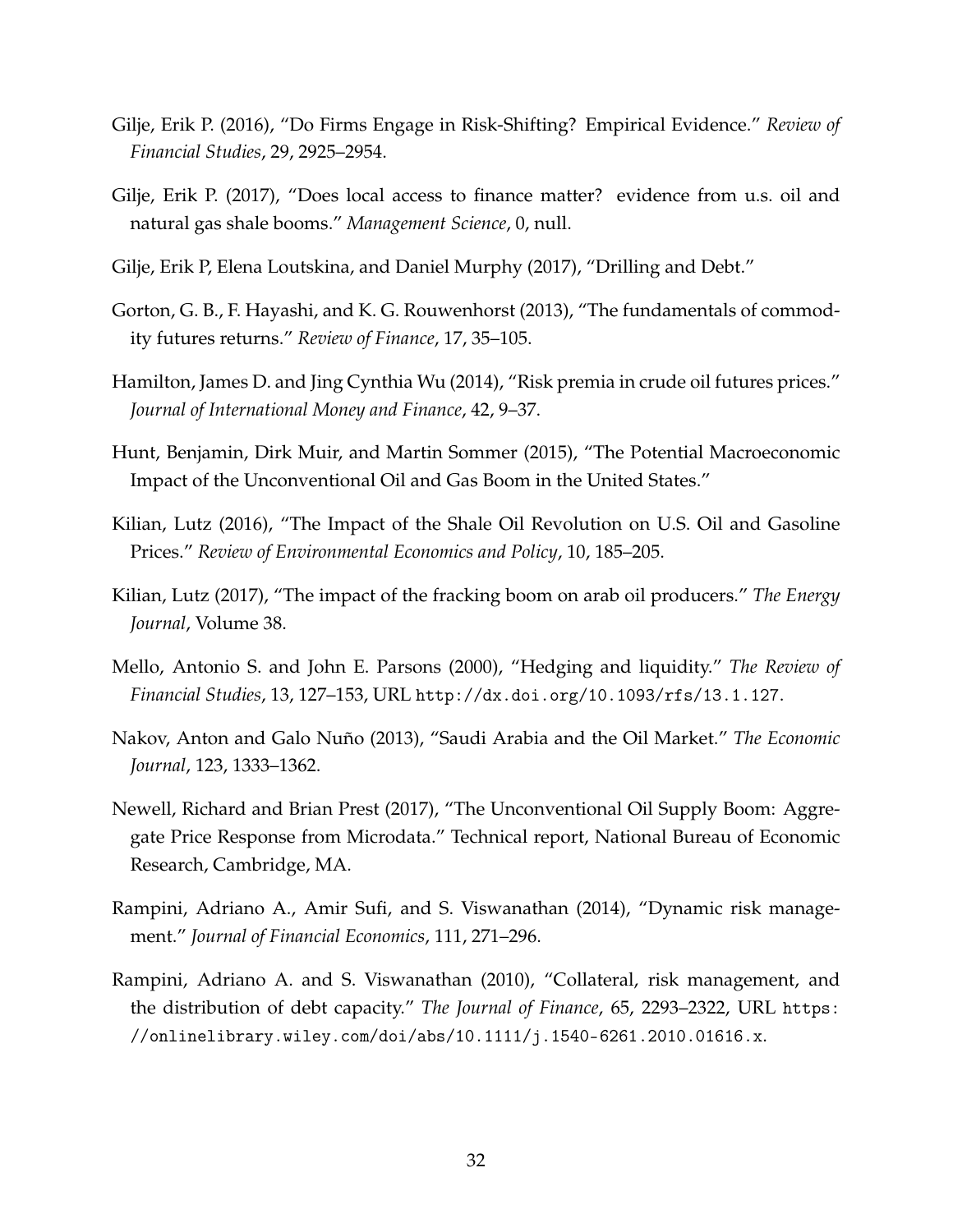Gilje, Erik P. (2016), "Do Firms Engage in Risk-Shifting? Empirical Evidence." *Review of Financial Studies*, 29, 2925–2954.

Gilje, Erik P. (2017), "Does local access to finance matter? evidence from u.s. oil and natural gas shale booms." *Management Science*, 0, null.

Gilje, Erik P, Elena Loutskina, and Daniel Murphy (2017), "Drilling and Debt."

Gorton, G. B., F. Hayashi, and K. G. Rouwenhorst (2013), "The fundamentals of commodity futures returns." *Review of Finance*, 17, 35–105.

Hamilton, James D. and Jing Cynthia Wu (2014), "Risk premia in crude oil futures prices." *Journal of International Money and Finance*, 42, 9–37.

Hunt, Benjamin, Dirk Muir, and Martin Sommer (2015), "The Potential Macroeconomic Impact of the Unconventional Oil and Gas Boom in the United States."

Kilian, Lutz (2016), "The Impact of the Shale Oil Revolution on U.S. Oil and Gasoline Prices." *Review of Environmental Economics and Policy*, 10, 185–205.

Kilian, Lutz (2017), "The impact of the fracking boom on arab oil producers." *The Energy Journal*, Volume 38.

Mello, Antonio S. and John E. Parsons (2000), "Hedging and liquidity." *The Review of Financial Studies*, 13, 127–153, URL `http://dx.doi.org/10.1093/rfs/13.1.127`.

Nakov, Anton and Galo Nuño (2013), "Saudi Arabia and the Oil Market." *The Economic Journal*, 123, 1333–1362.

Newell, Richard and Brian Prest (2017), "The Unconventional Oil Supply Boom: Aggregate Price Response from Microdata." Technical report, National Bureau of Economic Research, Cambridge, MA.

Rampini, Adriano A., Amir Sufi, and S. Viswanathan (2014), "Dynamic risk management." *Journal of Financial Economics*, 111, 271–296.

Rampini, Adriano A. and S. Viswanathan (2010), "Collateral, risk management, and the distribution of debt capacity." *The Journal of Finance*, 65, 2293–2322, URL `https://onlinelibrary.wiley.com/doi/abs/10.1111/j.1540-6261.2010.01616.x`.